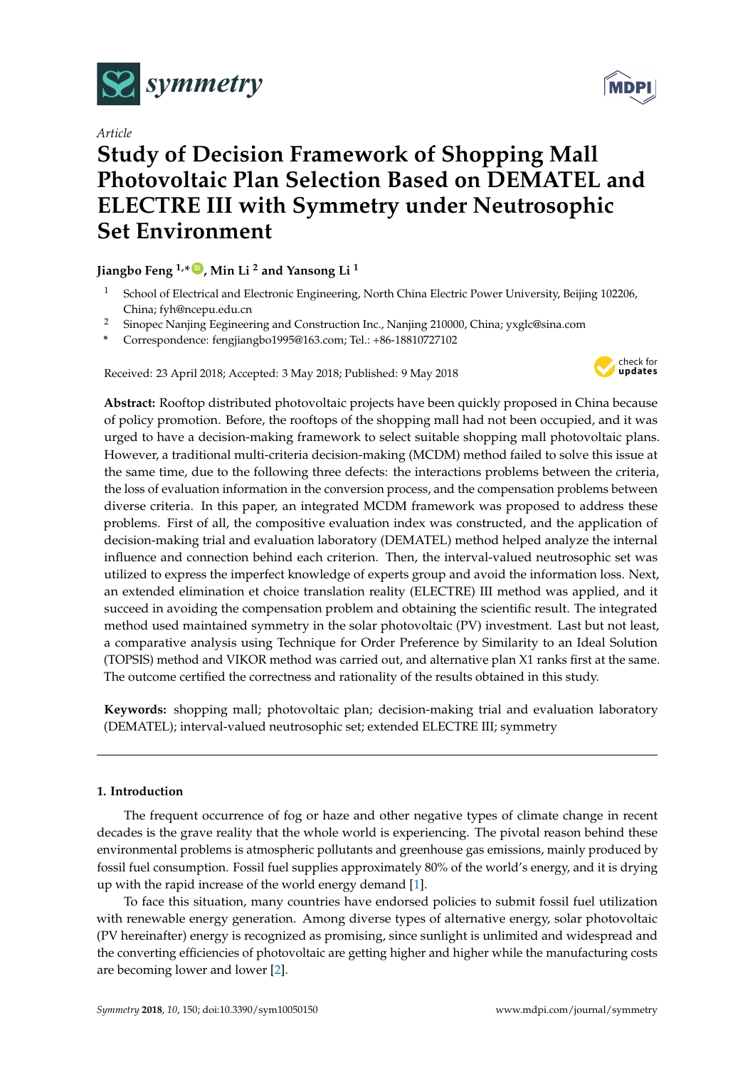*Article*

# Study of Decision Framework of Shopping Mall Photovoltaic Plan Selection Based on DEMATEL and ELECTRE III with Symmetry under Neutrosophic Set Environment

**Jiangbo Feng [1,*], Min Li [2] and Yansong Li [1]**

[1] School of Electrical and Electronic Engineering, North China Electric Power University, Beijing 102206, China; fyh@ncepu.edu.cn

[2] Sinopec Nanjing Egineering and Construction Inc., Nanjing 210000, China; yxglc@sina.com

\* Correspondence: fengjiangbo1995@163.com; Tel.: +86-18810727102

Received: 23 April 2018; Accepted: 3 May 2018; Published: 9 May 2018

**Abstract:** Rooftop distributed photovoltaic projects have been quickly proposed in China because of policy promotion. Before, the rooftops of the shopping mall had not been occupied, and it was urged to have a decision-making framework to select suitable shopping mall photovoltaic plans. However, a traditional multi-criteria decision-making (MCDM) method failed to solve this issue at the same time, due to the following three defects: the interactions problems between the criteria, the loss of evaluation information in the conversion process, and the compensation problems between diverse criteria. In this paper, an integrated MCDM framework was proposed to address these problems. First of all, the compositive evaluation index was constructed, and the application of decision-making trial and evaluation laboratory (DEMATEL) method helped analyze the internal influence and connection behind each criterion. Then, the interval-valued neutrosophic set was utilized to express the imperfect knowledge of experts group and avoid the information loss. Next, an extended elimination et choice translation reality (ELECTRE) III method was applied, and it succeed in avoiding the compensation problem and obtaining the scientific result. The integrated method used maintained symmetry in the solar photovoltaic (PV) investment. Last but not least, a comparative analysis using Technique for Order Preference by Similarity to an Ideal Solution (TOPSIS) method and VIKOR method was carried out, and alternative plan X1 ranks first at the same. The outcome certified the correctness and rationality of the results obtained in this study.

**Keywords:** shopping mall; photovoltaic plan; decision-making trial and evaluation laboratory (DEMATEL); interval-valued neutrosophic set; extended ELECTRE III; symmetry

## 1. Introduction

The frequent occurrence of fog or haze and other negative types of climate change in recent decades is the grave reality that the whole world is experiencing. The pivotal reason behind these environmental problems is atmospheric pollutants and greenhouse gas emissions, mainly produced by fossil fuel consumption. Fossil fuel supplies approximately 80% of the world's energy, and it is drying up with the rapid increase of the world energy demand [1].

To face this situation, many countries have endorsed policies to submit fossil fuel utilization with renewable energy generation. Among diverse types of alternative energy, solar photovoltaic (PV hereinafter) energy is recognized as promising, since sunlight is unlimited and widespread and the converting efficiencies of photovoltaic are getting higher and higher while the manufacturing costs are becoming lower and lower [2].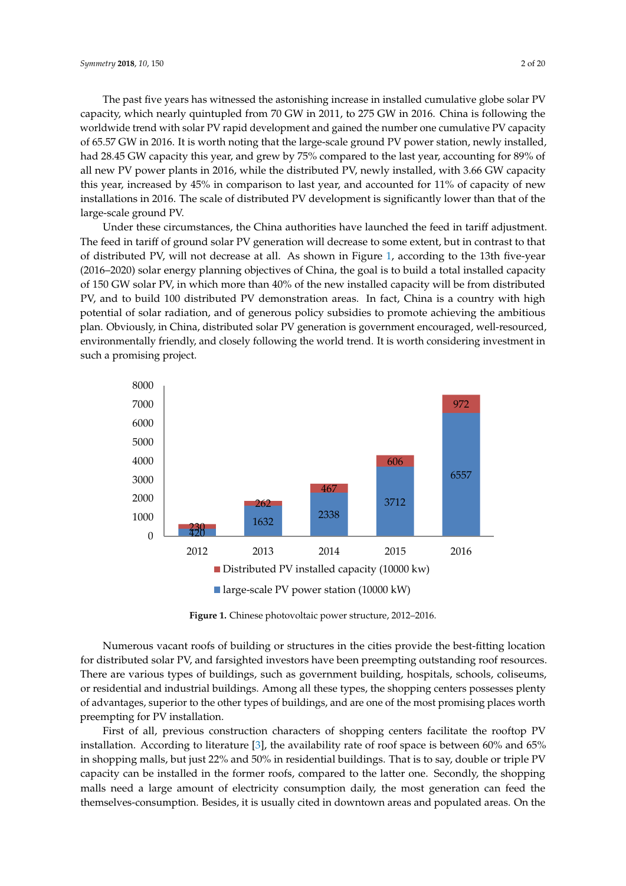The past five years has witnessed the astonishing increase in installed cumulative globe solar PV capacity, which nearly quintupled from 70 GW in 2011, to 275 GW in 2016. China is following the worldwide trend with solar PV rapid development and gained the number one cumulative PV capacity of 65.57 GW in 2016. It is worth noting that the large-scale ground PV power station, newly installed, had 28.45 GW capacity this year, and grew by 75% compared to the last year, accounting for 89% of all new PV power plants in 2016, while the distributed PV, newly installed, with 3.66 GW capacity this year, increased by 45% in comparison to last year, and accounted for 11% of capacity of new installations in 2016. The scale of distributed PV development is significantly lower than that of the large-scale ground PV.

Under these circumstances, the China authorities have launched the feed in tariff adjustment. The feed in tariff of ground solar PV generation will decrease to some extent, but in contrast to that of distributed PV, will not decrease at all. As shown in Figure 1, according to the 13th five-year (2016–2020) solar energy planning objectives of China, the goal is to build a total installed capacity of 150 GW solar PV, in which more than 40% of the new installed capacity will be from distributed PV, and to build 100 distributed PV demonstration areas. In fact, China is a country with high potential of solar radiation, and of generous policy subsidies to promote achieving the ambitious plan. Obviously, in China, distributed solar PV generation is government encouraged, well-resourced, environmentally friendly, and closely following the world trend. It is worth considering investment in such a promising project.

| Year | Distributed PV installed capacity (10000 kw) | large-scale PV power station (10000 kW) |
| --- | --- | --- |
| 2012 | 230 | 420 |
| 2013 | 262 | 1632 |
| 2014 | 467 | 2338 |
| 2015 | 606 | 3712 |
| 2016 | 972 | 6557 |

**Figure 1.** Chinese photovoltaic power structure, 2012–2016.

Numerous vacant roofs of building or structures in the cities provide the best-fitting location for distributed solar PV, and farsighted investors have been preempting outstanding roof resources. There are various types of buildings, such as government building, hospitals, schools, coliseums, or residential and industrial buildings. Among all these types, the shopping centers possesses plenty of advantages, superior to the other types of buildings, and are one of the most promising places worth preempting for PV installation.

First of all, previous construction characters of shopping centers facilitate the rooftop PV installation. According to literature [3], the availability rate of roof space is between 60% and 65% in shopping malls, but just 22% and 50% in residential buildings. That is to say, double or triple PV capacity can be installed in the former roofs, compared to the latter one. Secondly, the shopping malls need a large amount of electricity consumption daily, the most generation can feed the themselves-consumption. Besides, it is usually cited in downtown areas and populated areas. On the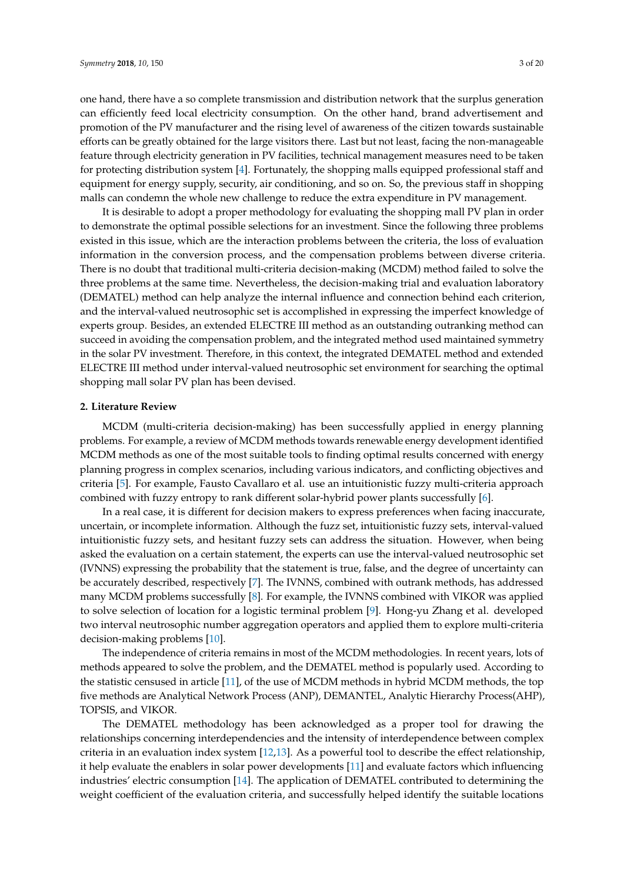one hand, there have a so complete transmission and distribution network that the surplus generation can efficiently feed local electricity consumption. On the other hand, brand advertisement and promotion of the PV manufacturer and the rising level of awareness of the citizen towards sustainable efforts can be greatly obtained for the large visitors there. Last but not least, facing the non-manageable feature through electricity generation in PV facilities, technical management measures need to be taken for protecting distribution system [4]. Fortunately, the shopping malls equipped professional staff and equipment for energy supply, security, air conditioning, and so on. So, the previous staff in shopping malls can condemn the whole new challenge to reduce the extra expenditure in PV management.

It is desirable to adopt a proper methodology for evaluating the shopping mall PV plan in order to demonstrate the optimal possible selections for an investment. Since the following three problems existed in this issue, which are the interaction problems between the criteria, the loss of evaluation information in the conversion process, and the compensation problems between diverse criteria. There is no doubt that traditional multi-criteria decision-making (MCDM) method failed to solve the three problems at the same time. Nevertheless, the decision-making trial and evaluation laboratory (DEMATEL) method can help analyze the internal influence and connection behind each criterion, and the interval-valued neutrosophic set is accomplished in expressing the imperfect knowledge of experts group. Besides, an extended ELECTRE III method as an outstanding outranking method can succeed in avoiding the compensation problem, and the integrated method used maintained symmetry in the solar PV investment. Therefore, in this context, the integrated DEMATEL method and extended ELECTRE III method under interval-valued neutrosophic set environment for searching the optimal shopping mall solar PV plan has been devised.

## 2. Literature Review

MCDM (multi-criteria decision-making) has been successfully applied in energy planning problems. For example, a review of MCDM methods towards renewable energy development identified MCDM methods as one of the most suitable tools to finding optimal results concerned with energy planning progress in complex scenarios, including various indicators, and conflicting objectives and criteria [5]. For example, Fausto Cavallaro et al. use an intuitionistic fuzzy multi-criteria approach combined with fuzzy entropy to rank different solar-hybrid power plants successfully [6].

In a real case, it is different for decision makers to express preferences when facing inaccurate, uncertain, or incomplete information. Although the fuzz set, intuitionistic fuzzy sets, interval-valued intuitionistic fuzzy sets, and hesitant fuzzy sets can address the situation. However, when being asked the evaluation on a certain statement, the experts can use the interval-valued neutrosophic set (IVNNS) expressing the probability that the statement is true, false, and the degree of uncertainty can be accurately described, respectively [7]. The IVNNS, combined with outrank methods, has addressed many MCDM problems successfully [8]. For example, the IVNNS combined with VIKOR was applied to solve selection of location for a logistic terminal problem [9]. Hong-yu Zhang et al. developed two interval neutrosophic number aggregation operators and applied them to explore multi-criteria decision-making problems [10].

The independence of criteria remains in most of the MCDM methodologies. In recent years, lots of methods appeared to solve the problem, and the DEMATEL method is popularly used. According to the statistic censused in article [11], of the use of MCDM methods in hybrid MCDM methods, the top five methods are Analytical Network Process (ANP), DEMANTEL, Analytic Hierarchy Process(AHP), TOPSIS, and VIKOR.

The DEMATEL methodology has been acknowledged as a proper tool for drawing the relationships concerning interdependencies and the intensity of interdependence between complex criteria in an evaluation index system [12,13]. As a powerful tool to describe the effect relationship, it help evaluate the enablers in solar power developments [11] and evaluate factors which influencing industries' electric consumption [14]. The application of DEMATEL contributed to determining the weight coefficient of the evaluation criteria, and successfully helped identify the suitable locations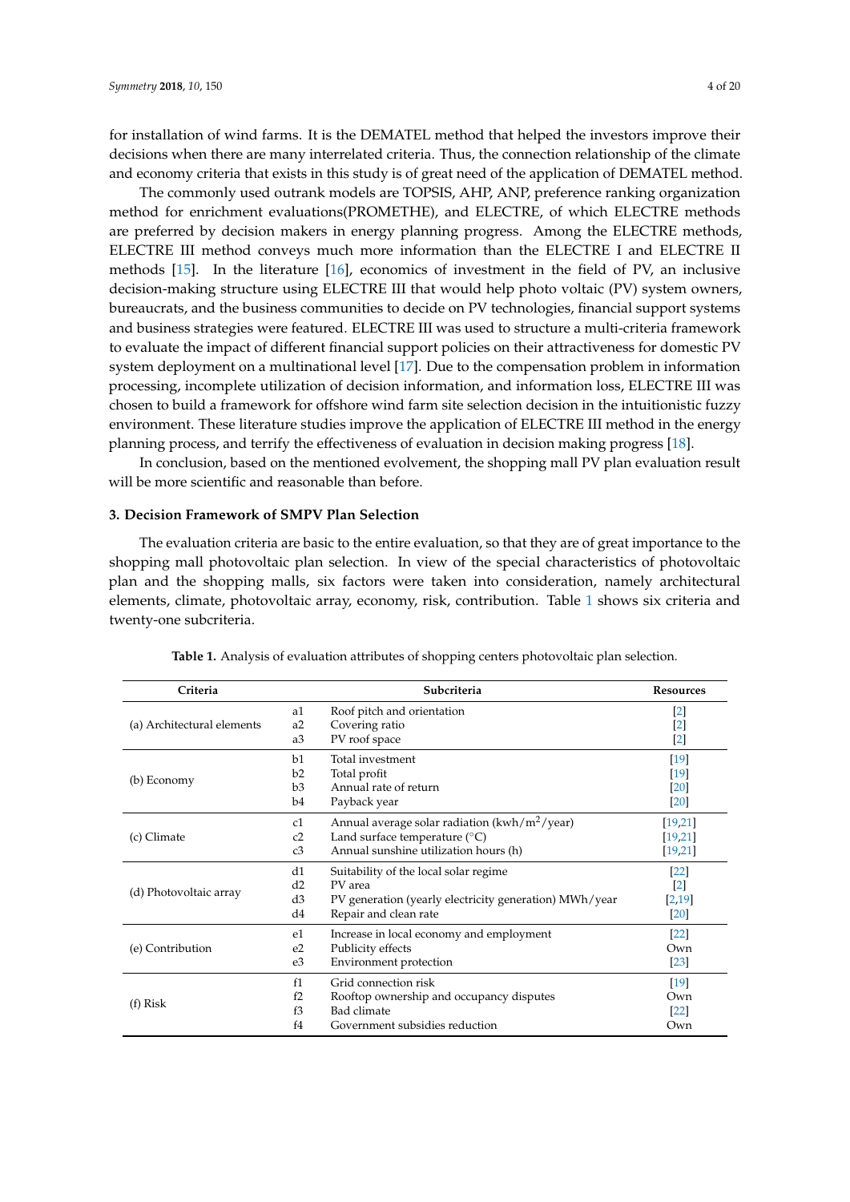for installation of wind farms. It is the DEMATEL method that helped the investors improve their decisions when there are many interrelated criteria. Thus, the connection relationship of the climate and economy criteria that exists in this study is of great need of the application of DEMATEL method.

The commonly used outrank models are TOPSIS, AHP, ANP, preference ranking organization method for enrichment evaluations(PROMETHE), and ELECTRE, of which ELECTRE methods are preferred by decision makers in energy planning progress. Among the ELECTRE methods, ELECTRE III method conveys much more information than the ELECTRE I and ELECTRE II methods [15]. In the literature [16], economics of investment in the field of PV, an inclusive decision-making structure using ELECTRE III that would help photo voltaic (PV) system owners, bureaucrats, and the business communities to decide on PV technologies, financial support systems and business strategies were featured. ELECTRE III was used to structure a multi-criteria framework to evaluate the impact of different financial support policies on their attractiveness for domestic PV system deployment on a multinational level [17]. Due to the compensation problem in information processing, incomplete utilization of decision information, and information loss, ELECTRE III was chosen to build a framework for offshore wind farm site selection decision in the intuitionistic fuzzy environment. These literature studies improve the application of ELECTRE III method in the energy planning process, and terrify the effectiveness of evaluation in decision making progress [18].

In conclusion, based on the mentioned evolvement, the shopping mall PV plan evaluation result will be more scientific and reasonable than before.

## 3. Decision Framework of SMPV Plan Selection

The evaluation criteria are basic to the entire evaluation, so that they are of great importance to the shopping mall photovoltaic plan selection. In view of the special characteristics of photovoltaic plan and the shopping malls, six factors were taken into consideration, namely architectural elements, climate, photovoltaic array, economy, risk, contribution. Table 1 shows six criteria and twenty-one subcriteria.

**Table 1.** Analysis of evaluation attributes of shopping centers photovoltaic plan selection.

| Criteria | | Subcriteria | Resources |
|---|---|---|---|
| (a) Architectural elements | a1 | Roof pitch and orientation | [2] |
| | a2 | Covering ratio | [2] |
| | a3 | PV roof space | [2] |
| (b) Economy | b1 | Total investment | [19] |
| | b2 | Total profit | [19] |
| | b3 | Annual rate of return | [20] |
| | b4 | Payback year | [20] |
| (c) Climate | c1 | Annual average solar radiation (kwh/$m^2$/year) | [19,21] |
| | c2 | Land surface temperature (°C) | [19,21] |
| | c3 | Annual sunshine utilization hours (h) | [19,21] |
| (d) Photovoltaic array | d1 | Suitability of the local solar regime | [22] |
| | d2 | PV area | [2] |
| | d3 | PV generation (yearly electricity generation) MWh/year | [2,19] |
| | d4 | Repair and clean rate | [20] |
| (e) Contribution | e1 | Increase in local economy and employment | [22] |
| | e2 | Publicity effects | Own |
| | e3 | Environment protection | [23] |
| (f) Risk | f1 | Grid connection risk | [19] |
| | f2 | Rooftop ownership and occupancy disputes | Own |
| | f3 | Bad climate | [22] |
| | f4 | Government subsidies reduction | Own |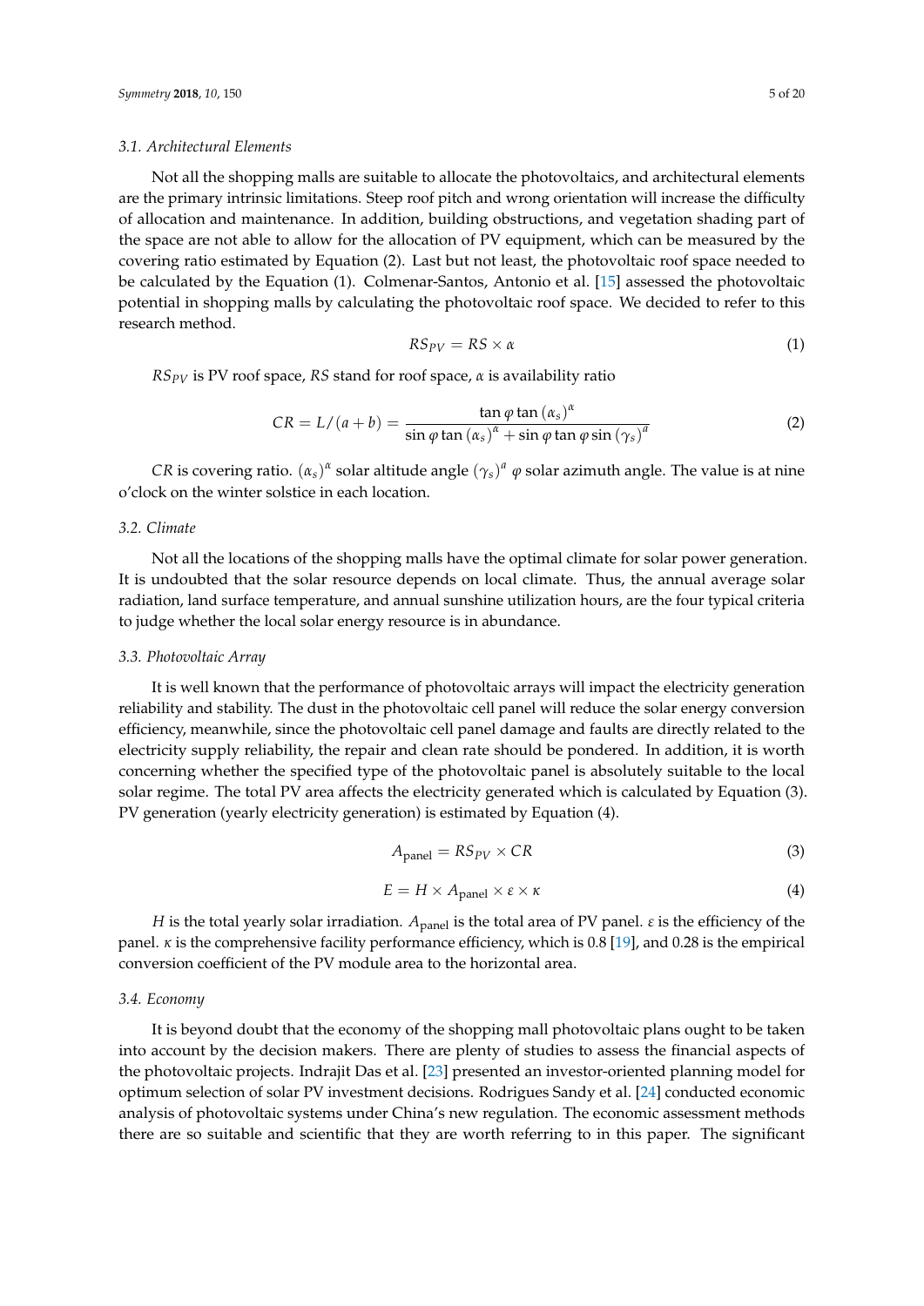### 3.1. Architectural Elements

Not all the shopping malls are suitable to allocate the photovoltaics, and architectural elements are the primary intrinsic limitations. Steep roof pitch and wrong orientation will increase the difficulty of allocation and maintenance. In addition, building obstructions, and vegetation shading part of the space are not able to allow for the allocation of PV equipment, which can be measured by the covering ratio estimated by Equation (2). Last but not least, the photovoltaic roof space needed to be calculated by the Equation (1). Colmenar-Santos, Antonio et al. [15] assessed the photovoltaic potential in shopping malls by calculating the photovoltaic roof space. We decided to refer to this research method.

$$RS_{PV} = RS \times \alpha \tag{1}$$

$RS_{PV}$ is PV roof space, $RS$ stand for roof space, $\alpha$ is availability ratio

$$CR = L/(a+b) = \frac{\tan\varphi \tan{(\alpha_s)}^{\alpha}}{\sin\varphi \tan{(\alpha_s)}^{\alpha} + \sin\varphi \tan\varphi \sin{(\gamma_s)}^{a}} \tag{2}$$

$CR$ is covering ratio. $(\alpha_s)^{\alpha}$ solar altitude angle $(\gamma_s)^{a}$ $\varphi$ solar azimuth angle. The value is at nine o'clock on the winter solstice in each location.

### 3.2. Climate

Not all the locations of the shopping malls have the optimal climate for solar power generation. It is undoubted that the solar resource depends on local climate. Thus, the annual average solar radiation, land surface temperature, and annual sunshine utilization hours, are the four typical criteria to judge whether the local solar energy resource is in abundance.

### 3.3. Photovoltaic Array

It is well known that the performance of photovoltaic arrays will impact the electricity generation reliability and stability. The dust in the photovoltaic cell panel will reduce the solar energy conversion efficiency, meanwhile, since the photovoltaic cell panel damage and faults are directly related to the electricity supply reliability, the repair and clean rate should be pondered. In addition, it is worth concerning whether the specified type of the photovoltaic panel is absolutely suitable to the local solar regime. The total PV area affects the electricity generated which is calculated by Equation (3). PV generation (yearly electricity generation) is estimated by Equation (4).

$$A_{\text{panel}} = RS_{PV} \times CR \tag{3}$$

$$E = H \times A_{\text{panel}} \times \varepsilon \times \kappa \tag{4}$$

$H$ is the total yearly solar irradiation. $A_{\text{panel}}$ is the total area of PV panel. $\varepsilon$ is the efficiency of the panel. $\kappa$ is the comprehensive facility performance efficiency, which is 0.8 [19], and 0.28 is the empirical conversion coefficient of the PV module area to the horizontal area.

### 3.4. Economy

It is beyond doubt that the economy of the shopping mall photovoltaic plans ought to be taken into account by the decision makers. There are plenty of studies to assess the financial aspects of the photovoltaic projects. Indrajit Das et al. [23] presented an investor-oriented planning model for optimum selection of solar PV investment decisions. Rodrigues Sandy et al. [24] conducted economic analysis of photovoltaic systems under China's new regulation. The economic assessment methods there are so suitable and scientific that they are worth referring to in this paper. The significant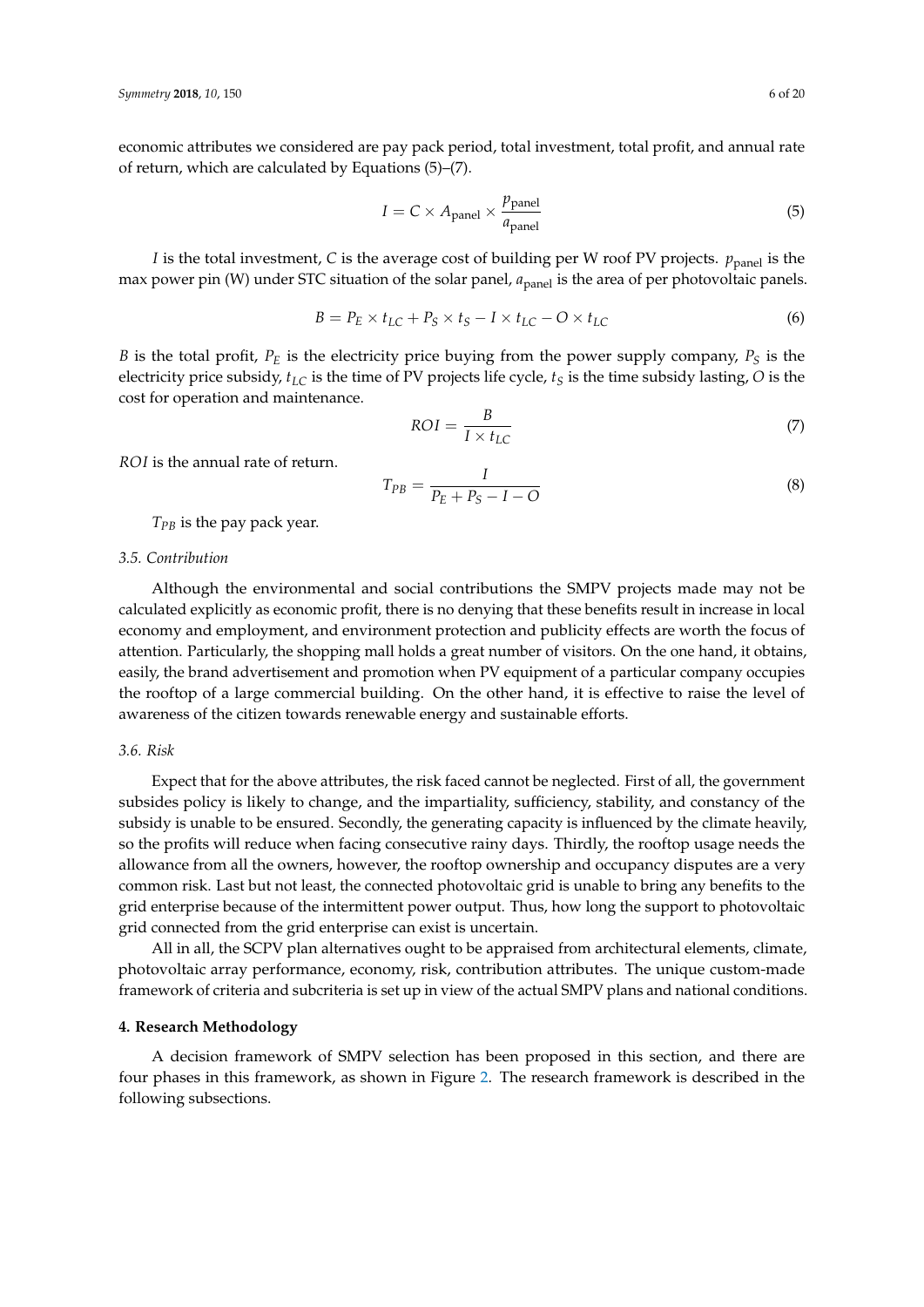economic attributes we considered are pay pack period, total investment, total profit, and annual rate of return, which are calculated by Equations (5)–(7).

$$I = C \times A_{\text{panel}} \times \frac{p_{\text{panel}}}{a_{\text{panel}}} \tag{5}$$

$I$ is the total investment, $C$ is the average cost of building per W roof PV projects. $p_{\text{panel}}$ is the max power pin (W) under STC situation of the solar panel, $a_{\text{panel}}$ is the area of per photovoltaic panels.

$$B = P_E \times t_{LC} + P_S \times t_S - I \times t_{LC} - O \times t_{LC} \tag{6}$$

$B$ is the total profit, $P_E$ is the electricity price buying from the power supply company, $P_S$ is the electricity price subsidy, $t_{LC}$ is the time of PV projects life cycle, $t_S$ is the time subsidy lasting, $O$ is the cost for operation and maintenance.

$$ROI = \frac{B}{I \times t_{LC}} \tag{7}$$

$ROI$ is the annual rate of return.

$$T_{PB} = \frac{I}{P_E + P_S - I - O} \tag{8}$$

$T_{PB}$ is the pay pack year.

### 3.5. Contribution

Although the environmental and social contributions the SMPV projects made may not be calculated explicitly as economic profit, there is no denying that these benefits result in increase in local economy and employment, and environment protection and publicity effects are worth the focus of attention. Particularly, the shopping mall holds a great number of visitors. On the one hand, it obtains, easily, the brand advertisement and promotion when PV equipment of a particular company occupies the rooftop of a large commercial building. On the other hand, it is effective to raise the level of awareness of the citizen towards renewable energy and sustainable efforts.

### 3.6. Risk

Expect that for the above attributes, the risk faced cannot be neglected. First of all, the government subsides policy is likely to change, and the impartiality, sufficiency, stability, and constancy of the subsidy is unable to be ensured. Secondly, the generating capacity is influenced by the climate heavily, so the profits will reduce when facing consecutive rainy days. Thirdly, the rooftop usage needs the allowance from all the owners, however, the rooftop ownership and occupancy disputes are a very common risk. Last but not least, the connected photovoltaic grid is unable to bring any benefits to the grid enterprise because of the intermittent power output. Thus, how long the support to photovoltaic grid connected from the grid enterprise can exist is uncertain.

All in all, the SCPV plan alternatives ought to be appraised from architectural elements, climate, photovoltaic array performance, economy, risk, contribution attributes. The unique custom-made framework of criteria and subcriteria is set up in view of the actual SMPV plans and national conditions.

## 4. Research Methodology

A decision framework of SMPV selection has been proposed in this section, and there are four phases in this framework, as shown in Figure 2. The research framework is described in the following subsections.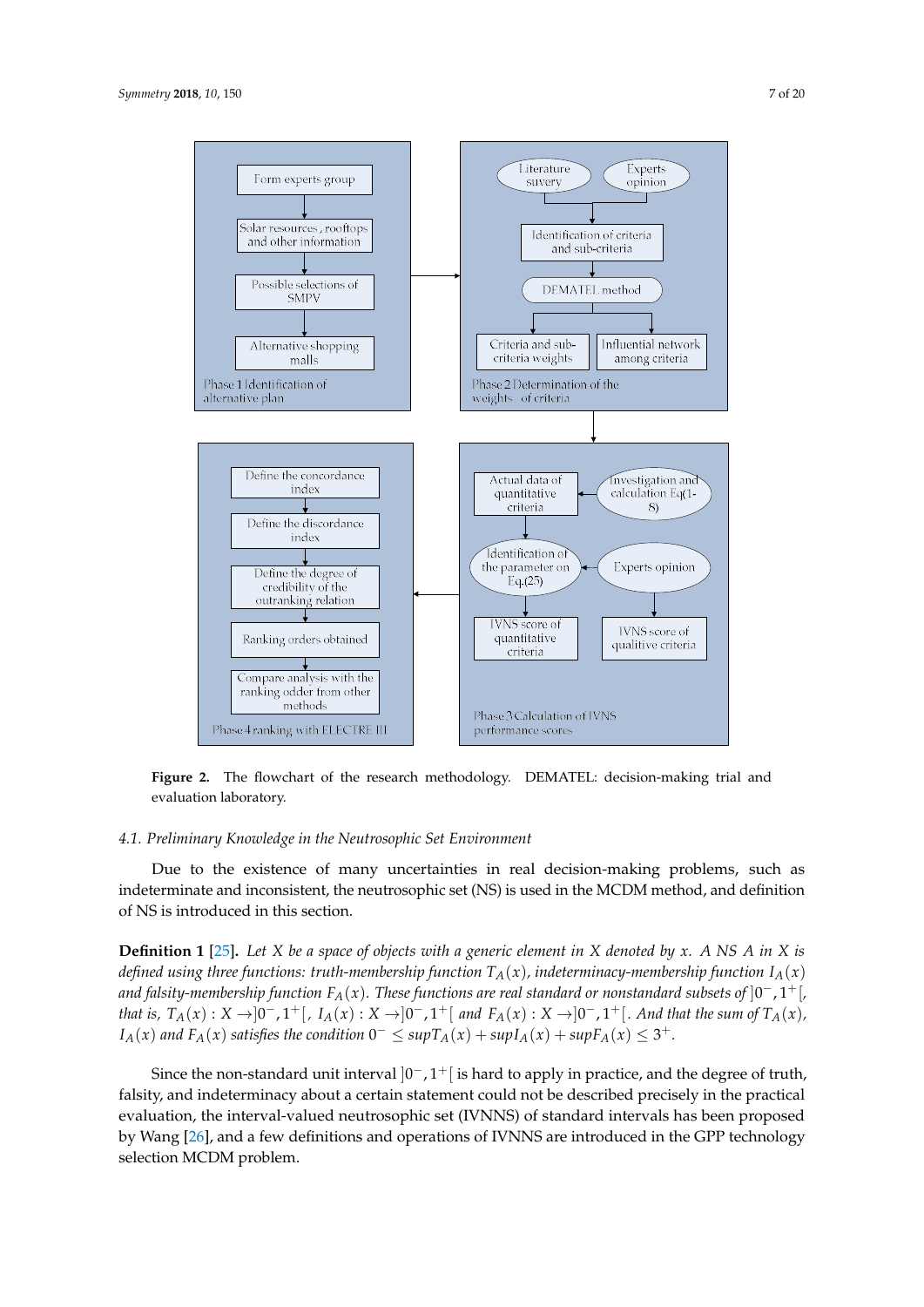Figure 2. The flowchart of the research methodology. DEMATEL: decision-making trial and evaluation laboratory.

### 4.1. Preliminary Knowledge in the Neutrosophic Set Environment

Due to the existence of many uncertainties in real decision-making problems, such as indeterminate and inconsistent, the neutrosophic set (NS) is used in the MCDM method, and definition of NS is introduced in this section.

**Definition 1** [25]**.** *Let X be a space of objects with a generic element in X denoted by x. A NS A in X is defined using three functions: truth-membership function $T_A(x)$, indeterminacy-membership function $I_A(x)$ and falsity-membership function $F_A(x)$. These functions are real standard or nonstandard subsets of $]0^-, 1^+[$, that is, $T_A(x) : X \to ]0^-, 1^+[$, $I_A(x) : X \to ]0^-, 1^+[$ and $F_A(x) : X \to ]0^-, 1^+[$. And that the sum of $T_A(x)$, $I_A(x)$ and $F_A(x)$ satisfies the condition $0^- \leq supT_A(x) + supI_A(x) + supF_A(x) \leq 3^+$.*

Since the non-standard unit interval $]0^-, 1^+[$ is hard to apply in practice, and the degree of truth, falsity, and indeterminacy about a certain statement could not be described precisely in the practical evaluation, the interval-valued neutrosophic set (IVNNS) of standard intervals has been proposed by Wang [26], and a few definitions and operations of IVNNS are introduced in the GPP technology selection MCDM problem.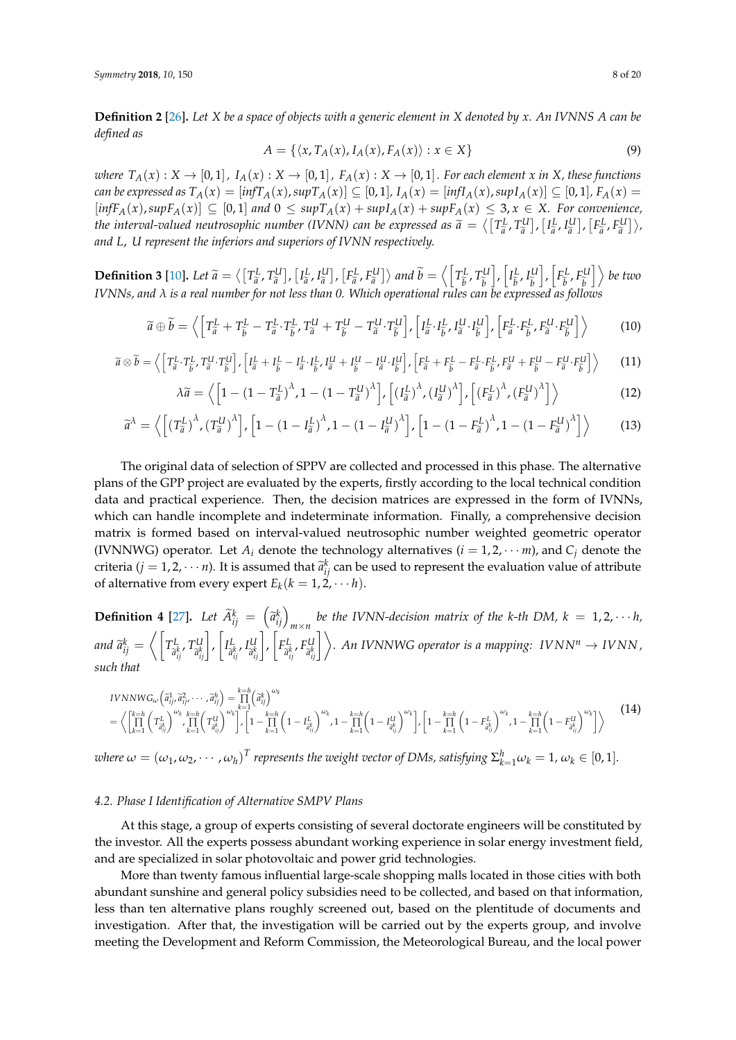**Definition 2** [26]**.** *Let X be a space of objects with a generic element in X denoted by x. An IVNNS A can be defined as*

$$A = \{\langle x, T_A(x), I_A(x), F_A(x)\rangle : x \in X\} \tag{9}$$

*where* $T_A(x) : X \to [0,1]$, $I_A(x) : X \to [0,1]$, $F_A(x) : X \to [0,1]$. *For each element x in X, these functions can be expressed as* $T_A(x) = [infT_A(x), supT_A(x)] \subseteq [0,1]$, $I_A(x) = [infI_A(x), supI_A(x)] \subseteq [0,1]$, $F_A(x) = [infF_A(x), supF_A(x)] \subseteq [0,1]$ *and* $0 \le supT_A(x) + supI_A(x) + supF_A(x) \le 3, x \in X$. *For convenience, the interval-valued neutrosophic number (IVNN) can be expressed as* $\widetilde{a} = \langle [T_{\widetilde{a}}^L, T_{\widetilde{a}}^U], [I_{\widetilde{a}}^L, I_{\widetilde{a}}^U], [F_{\widetilde{a}}^L, F_{\widetilde{a}}^U]\rangle$, *and L, U represent the inferiors and superiors of IVNN respectively.*

**Definition 3** [10]**.** *Let* $\widetilde{a} = \langle [T_{\widetilde{a}}^L, T_{\widetilde{a}}^U], [I_{\widetilde{a}}^L, I_{\widetilde{a}}^U], [F_{\widetilde{a}}^L, F_{\widetilde{a}}^U]\rangle$ *and* $\widetilde{b} = \left\langle \left[T_{\widetilde{b}}^L, T_{\widetilde{b}}^U\right], \left[I_{\widetilde{b}}^L, I_{\widetilde{b}}^U\right], \left[F_{\widetilde{b}}^L, F_{\widetilde{b}}^U\right]\right\rangle$ *be two IVNNs, and* $\lambda$ *is a real number for not less than 0. Which operational rules can be expressed as follows*

$$\widetilde{a} \oplus \widetilde{b} = \left\langle \left[T_{\widetilde{a}}^L + T_{\widetilde{b}}^L - T_{\widetilde{a}}^L \cdot T_{\widetilde{b}}^L, T_{\widetilde{a}}^U + T_{\widetilde{b}}^U - T_{\widetilde{a}}^U \cdot T_{\widetilde{b}}^U\right], \left[I_{\widetilde{a}}^L \cdot I_{\widetilde{b}}^L, I_{\widetilde{a}}^U \cdot I_{\widetilde{b}}^U\right], \left[F_{\widetilde{a}}^L \cdot F_{\widetilde{b}}^L, F_{\widetilde{a}}^U \cdot F_{\widetilde{b}}^U\right]\right\rangle \tag{10}$$

$$\widetilde{a} \otimes \widetilde{b} = \left\langle \left[T_{\widetilde{a}}^L \cdot T_{\widetilde{b}}^L, T_{\widetilde{a}}^U \cdot T_{\widetilde{b}}^U\right], \left[I_{\widetilde{a}}^L + I_{\widetilde{b}}^L - I_{\widetilde{a}}^L \cdot I_{\widetilde{b}}^L, I_{\widetilde{a}}^U + I_{\widetilde{b}}^U - I_{\widetilde{a}}^U \cdot I_{\widetilde{b}}^U\right], \left[F_{\widetilde{a}}^L + F_{\widetilde{b}}^L - F_{\widetilde{a}}^L \cdot F_{\widetilde{b}}^L, F_{\widetilde{a}}^U + F_{\widetilde{b}}^U - F_{\widetilde{a}}^U \cdot F_{\widetilde{b}}^U\right]\right\rangle \tag{11}$$

$$\lambda\widetilde{a} = \left\langle \left[1 - (1 - T_{\widetilde{a}}^L)^\lambda, 1 - (1 - T_{\widetilde{a}}^U)^\lambda\right], \left[(I_{\widetilde{a}}^L)^\lambda, (I_{\widetilde{a}}^U)^\lambda\right], \left[(F_{\widetilde{a}}^L)^\lambda, (F_{\widetilde{a}}^U)^\lambda\right]\right\rangle \tag{12}$$

$$\widetilde{a}^\lambda = \left\langle \left[(T_{\widetilde{a}}^L)^\lambda, (T_{\widetilde{a}}^U)^\lambda\right], \left[1 - (1 - I_{\widetilde{a}}^L)^\lambda, 1 - (1 - I_{\widetilde{a}}^U)^\lambda\right], \left[1 - (1 - F_{\widetilde{a}}^L)^\lambda, 1 - (1 - F_{\widetilde{a}}^U)^\lambda\right]\right\rangle \tag{13}$$

The original data of selection of SPPV are collected and processed in this phase. The alternative plans of the GPP project are evaluated by the experts, firstly according to the local technical condition data and practical experience. Then, the decision matrices are expressed in the form of IVNNs, which can handle incomplete and indeterminate information. Finally, a comprehensive decision matrix is formed based on interval-valued neutrosophic number weighted geometric operator (IVNNWG) operator. Let $A_i$ denote the technology alternatives ($i = 1, 2, \cdots m$), and $C_j$ denote the criteria ($j = 1, 2, \cdots n$). It is assumed that $\widetilde{a}_{ij}^k$ can be used to represent the evaluation value of attribute of alternative from every expert $E_k (k = 1, 2, \cdots h)$.

**Definition 4** [27]**.** *Let* $\widetilde{A}_{ij}^k = \left(\widetilde{a}_{ij}^k\right)_{m \times n}$ *be the IVNN-decision matrix of the k-th DM,* $k = 1, 2, \cdots h$, *and* $\widetilde{a}_{ij}^k = \left\langle \left[T_{\widetilde{a}_{ij}^k}^L, T_{\widetilde{a}_{ij}^k}^U\right], \left[I_{\widetilde{a}_{ij}^k}^L, I_{\widetilde{a}_{ij}^k}^U\right], \left[F_{\widetilde{a}_{ij}^k}^L, F_{\widetilde{a}_{ij}^k}^U\right]\right\rangle$. *An IVNNWG operator is a mapping:* $IVNN^n \to IVNN$, *such that*

$$\begin{aligned} IVNNWG_\omega\left(\widetilde{a}_{ij}^1, \widetilde{a}_{ij}^2, \cdots, \widetilde{a}_{ij}^h\right) &= \prod_{k=1}^{k=h}\left(\widetilde{a}_{ij}^k\right)^{\omega_k} \\ &= \left\langle \left[\prod_{k=1}^{k=h}\left(T_{\widetilde{a}_{ij}^k}^L\right)^{\omega_k}, \prod_{k=1}^{k=h}\left(T_{\widetilde{a}_{ij}^k}^U\right)^{\omega_k}\right], \left[1 - \prod_{k=1}^{k=h}\left(1 - I_{\widetilde{a}_{ij}^k}^L\right)^{\omega_k}, 1 - \prod_{k=1}^{k=h}\left(1 - I_{\widetilde{a}_{ij}^k}^U\right)^{\omega_k}\right], \left[1 - \prod_{k=1}^{k=h}\left(1 - F_{\widetilde{a}_{ij}^k}^L\right)^{\omega_k}, 1 - \prod_{k=1}^{k=h}\left(1 - F_{\widetilde{a}_{ij}^k}^U\right)^{\omega_k}\right]\right\rangle \end{aligned} \tag{14}$$

*where* $\omega = (\omega_1, \omega_2, \cdots, \omega_h)^T$ *represents the weight vector of DMs, satisfying* $\Sigma_{k=1}^h \omega_k = 1$, $\omega_k \in [0,1]$.

### 4.2. Phase I Identification of Alternative SMPV Plans

At this stage, a group of experts consisting of several doctorate engineers will be constituted by the investor. All the experts possess abundant working experience in solar energy investment field, and are specialized in solar photovoltaic and power grid technologies.

More than twenty famous influential large-scale shopping malls located in those cities with both abundant sunshine and general policy subsidies need to be collected, and based on that information, less than ten alternative plans roughly screened out, based on the plentitude of documents and investigation. After that, the investigation will be carried out by the experts group, and involve meeting the Development and Reform Commission, the Meteorological Bureau, and the local power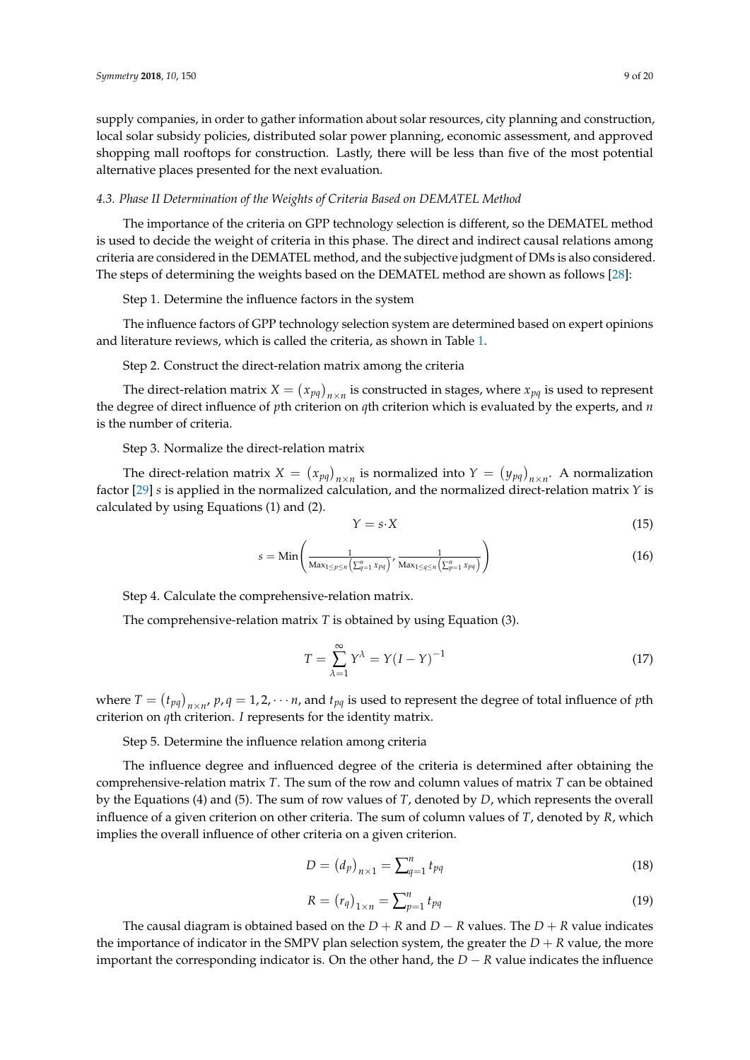supply companies, in order to gather information about solar resources, city planning and construction, local solar subsidy policies, distributed solar power planning, economic assessment, and approved shopping mall rooftops for construction. Lastly, there will be less than five of the most potential alternative places presented for the next evaluation.

### *4.3. Phase II Determination of the Weights of Criteria Based on DEMATEL Method*

The importance of the criteria on GPP technology selection is different, so the DEMATEL method is used to decide the weight of criteria in this phase. The direct and indirect causal relations among criteria are considered in the DEMATEL method, and the subjective judgment of DMs is also considered. The steps of determining the weights based on the DEMATEL method are shown as follows [28]:

Step 1. Determine the influence factors in the system

The influence factors of GPP technology selection system are determined based on expert opinions and literature reviews, which is called the criteria, as shown in Table 1.

Step 2. Construct the direct-relation matrix among the criteria

The direct-relation matrix $X = \left(x_{pq}\right)_{n\times n}$ is constructed in stages, where $x_{pq}$ is used to represent the degree of direct influence of $p$th criterion on $q$th criterion which is evaluated by the experts, and $n$ is the number of criteria.

Step 3. Normalize the direct-relation matrix

The direct-relation matrix $X = \left(x_{pq}\right)_{n\times n}$ is normalized into $Y = \left(y_{pq}\right)_{n\times n}$. A normalization factor [29] $s$ is applied in the normalized calculation, and the normalized direct-relation matrix $Y$ is calculated by using Equations (1) and (2).

$$Y = s\cdot X \tag{15}$$

$$s = \mathrm{Min}\left(\frac{1}{\mathrm{Max}_{1\leq p\leq n}\left(\sum_{q=1}^{n} x_{pq}\right)}, \frac{1}{\mathrm{Max}_{1\leq q\leq n}\left(\sum_{p=1}^{n} x_{pq}\right)}\right) \tag{16}$$

Step 4. Calculate the comprehensive-relation matrix.

The comprehensive-relation matrix $T$ is obtained by using Equation (3).

$$T = \sum_{\lambda=1}^{\infty} Y^{\lambda} = Y(I-Y)^{-1} \tag{17}$$

where $T = \left(t_{pq}\right)_{n\times n}$, $p, q = 1, 2, \cdots n$, and $t_{pq}$ is used to represent the degree of total influence of $p$th criterion on $q$th criterion. $I$ represents for the identity matrix.

Step 5. Determine the influence relation among criteria

The influence degree and influenced degree of the criteria is determined after obtaining the comprehensive-relation matrix $T$. The sum of the row and column values of matrix $T$ can be obtained by the Equations (4) and (5). The sum of row values of $T$, denoted by $D$, which represents the overall influence of a given criterion on other criteria. The sum of column values of $T$, denoted by $R$, which implies the overall influence of other criteria on a given criterion.

$$D = \left(d_p\right)_{n\times 1} = \sum_{q=1}^{n} t_{pq} \tag{18}$$

$$R = \left(r_q\right)_{1\times n} = \sum_{p=1}^{n} t_{pq} \tag{19}$$

The causal diagram is obtained based on the $D + R$ and $D - R$ values. The $D + R$ value indicates the importance of indicator in the SMPV plan selection system, the greater the $D + R$ value, the more important the corresponding indicator is. On the other hand, the $D - R$ value indicates the influence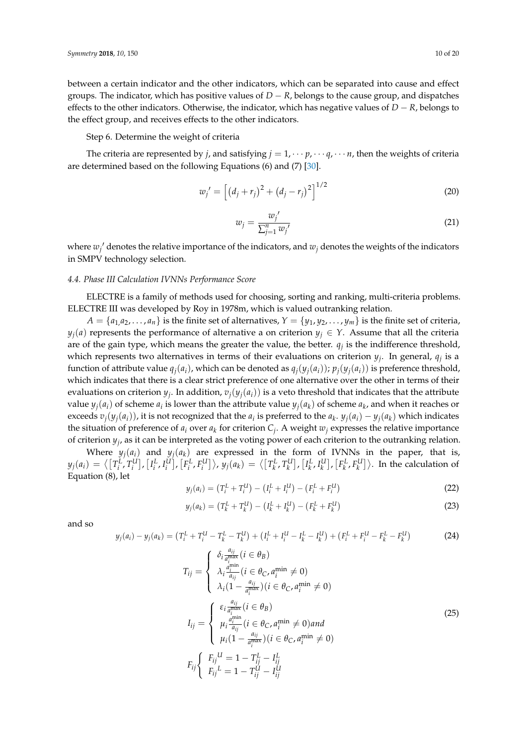between a certain indicator and the other indicators, which can be separated into cause and effect groups. The indicator, which has positive values of $D - R$, belongs to the cause group, and dispatches effects to the other indicators. Otherwise, the indicator, which has negative values of $D - R$, belongs to the effect group, and receives effects to the other indicators.

Step 6. Determine the weight of criteria

The criteria are represented by $j$, and satisfying $j = 1, \cdots p, \cdots q, \cdots n$, then the weights of criteria are determined based on the following Equations (6) and (7) [30].

$$w_j{}' = \left[ \left(d_j + r_j\right)^2 + \left(d_j - r_j\right)^2 \right]^{1/2} \tag{20}$$

$$w_j = \frac{w_j{}'}{\sum_{j=1}^{n} w_j{}'} \tag{21}$$

where $w_j{}'$ denotes the relative importance of the indicators, and $w_j$ denotes the weights of the indicators in SMPV technology selection.

### *4.4. Phase III Calculation IVNNs Performance Score*

ELECTRE is a family of methods used for choosing, sorting and ranking, multi-criteria problems. ELECTRE III was developed by Roy in 1978m, which is valued outranking relation.

$A = \{a_{1,}a_2, \ldots, a_n\}$ is the finite set of alternatives, $Y = \{y_1, y_2, \ldots, y_m\}$ is the finite set of criteria, $y_j(a)$ represents the performance of alternative a on criterion $y_j \in Y$. Assume that all the criteria are of the gain type, which means the greater the value, the better. $q_j$ is the indifference threshold, which represents two alternatives in terms of their evaluations on criterion $y_j$. In general, $q_j$ is a function of attribute value $q_j(a_i)$, which can be denoted as $q_j(y_j(a_i))$; $p_j(y_j(a_i))$ is preference threshold, which indicates that there is a clear strict preference of one alternative over the other in terms of their evaluations on criterion $y_j$. In addition, $v_j(y_j(a_i))$ is a veto threshold that indicates that the attribute value $y_j(a_i)$ of scheme $a_i$ is lower than the attribute value $y_j(a_k)$ of scheme $a_k$, and when it reaches or exceeds $v_j(y_j(a_i))$, it is not recognized that the $a_i$ is preferred to the $a_k$. $y_j(a_i) - y_j(a_k)$ which indicates the situation of preference of $a_i$ over $a_k$ for criterion $C_j$. A weight $w_j$ expresses the relative importance of criterion $y_j$, as it can be interpreted as the voting power of each criterion to the outranking relation.

Where $y_j(a_i)$ and $y_j(a_k)$ are expressed in the form of IVNNs in the paper, that is, $y_j(a_i) = \left\langle \left[T_i^L, T_i^U\right], \left[I_i^L, I_i^U\right], \left[F_i^L, F_i^U\right] \right\rangle$, $y_j(a_k) = \left\langle \left[T_k^L, T_k^U\right], \left[I_k^L, I_k^U\right], \left[F_k^L, F_k^U\right] \right\rangle$. In the calculation of Equation (8), let

$$y_j(a_i) = \left(T_i^L + T_i^U\right) - \left(I_i^L + I_i^U\right) - \left(F_i^L + F_i^U\right) \tag{22}$$

$$y_j(a_k) = \left(T_k^L + T_k^U\right) - \left(I_k^L + I_k^U\right) - \left(F_k^L + F_k^U\right) \tag{23}$$

and so

$$y_j(a_i) - y_j(a_k) = \left(T_i^L + T_i^U - T_k^L - T_k^U\right) + \left(I_i^L + I_i^U - I_k^L - I_k^U\right) + \left(F_i^L + F_i^U - F_k^L - F_k^U\right) \tag{24}$$

$$T_{ij} = \begin{cases} \delta_i \frac{a_{ij}}{a_i^{\max}} (i \in \theta_B) \\ \lambda_i \frac{a_i^{\min}}{a_{ij}} (i \in \theta_C, a_i^{\min} \neq 0) \\ \lambda_i \left(1 - \frac{a_{ij}}{a_i^{\max}}\right) (i \in \theta_C, a_i^{\min} \neq 0) \end{cases}$$

$$I_{ij} = \begin{cases} \varepsilon_i \frac{a_{ij}}{a_i^{\max}} (i \in \theta_B) \\ \mu_i \frac{a_i^{\min}}{a_{ij}} (i \in \theta_C, a_i^{\min} \neq 0) and \\ \mu_i \left(1 - \frac{a_{ij}}{a_i^{\max}}\right) (i \in \theta_C, a_i^{\min} \neq 0) \end{cases} \tag{25}$$

$$F_{ij} \begin{cases} F_{ij}{}^U = 1 - T_{ij}^L - I_{ij}^L \\ F_{ij}{}^L = 1 - T_{ij}^U - I_{ij}^U \end{cases}$$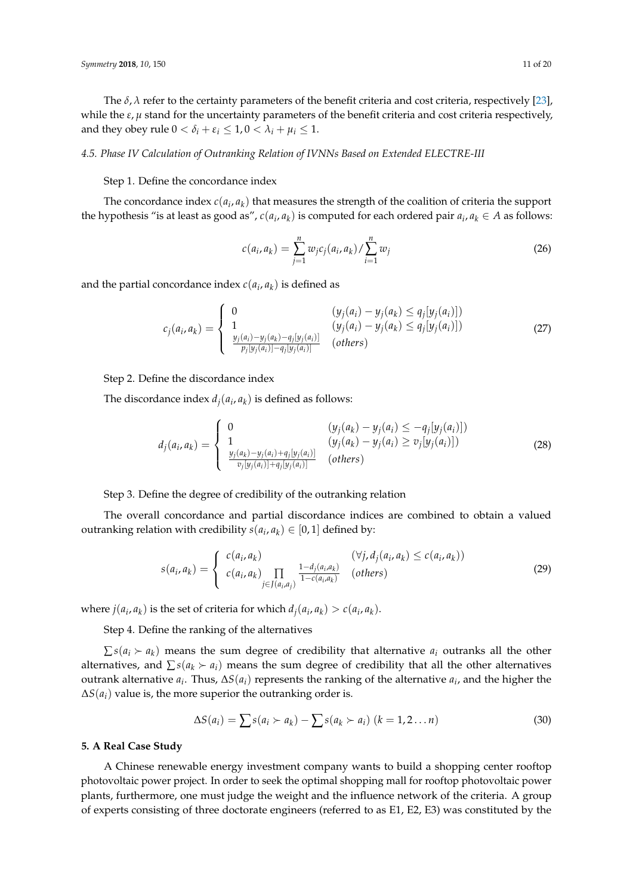The $\delta, \lambda$ refer to the certainty parameters of the benefit criteria and cost criteria, respectively [23], while the $\varepsilon, \mu$ stand for the uncertainty parameters of the benefit criteria and cost criteria respectively, and they obey rule $0 < \delta_i + \varepsilon_i \leq 1, 0 < \lambda_i + \mu_i \leq 1$.

### 4.5. Phase IV Calculation of Outranking Relation of IVNNs Based on Extended ELECTRE-III

Step 1. Define the concordance index

The concordance index $c(a_i, a_k)$ that measures the strength of the coalition of criteria the support the hypothesis "is at least as good as", $c(a_i, a_k)$ is computed for each ordered pair $a_i, a_k \in A$ as follows:

$$c(a_i, a_k) = \sum_{j=1}^{n} w_j c_j(a_i, a_k) / \sum_{i=1}^{n} w_j \tag{26}$$

and the partial concordance index $c(a_i, a_k)$ is defined as

$$c_j(a_i, a_k) = \begin{cases} 0 & (y_j(a_i) - y_j(a_k) \leq q_j[y_j(a_i)]) \\ 1 & (y_j(a_i) - y_j(a_k) \leq q_j[y_j(a_i)]) \\ \frac{y_j(a_i) - y_j(a_k) - q_j[y_j(a_i)]}{p_j[y_j(a_i)] - q_j[y_j(a_i)]} & (others) \end{cases} \tag{27}$$

Step 2. Define the discordance index

The discordance index $d_j(a_i, a_k)$ is defined as follows:

$$d_j(a_i, a_k) = \begin{cases} 0 & (y_j(a_k) - y_j(a_i) \leq -q_j[y_j(a_i)]) \\ 1 & (y_j(a_k) - y_j(a_i) \geq v_j[y_j(a_i)]) \\ \frac{y_j(a_k) - y_j(a_i) + q_j[y_j(a_i)]}{v_j[y_j(a_i)] + q_j[y_j(a_i)]} & (others) \end{cases} \tag{28}$$

Step 3. Define the degree of credibility of the outranking relation

The overall concordance and partial discordance indices are combined to obtain a valued outranking relation with credibility $s(a_i, a_k) \in [0, 1]$ defined by:

$$s(a_i, a_k) = \begin{cases} c(a_i, a_k) & (\forall j, d_j(a_i, a_k) \leq c(a_i, a_k)) \\ c(a_i, a_k) \prod\limits_{j \in J(a_i, a_j)} \frac{1 - d_j(a_i, a_k)}{1 - c(a_i, a_k)} & (others) \end{cases} \tag{29}$$

where $j(a_i, a_k)$ is the set of criteria for which $d_j(a_i, a_k) > c(a_i, a_k)$.

Step 4. Define the ranking of the alternatives

$\sum s(a_i \succ a_k)$ means the sum degree of credibility that alternative $a_i$ outranks all the other alternatives, and $\sum s(a_k \succ a_i)$ means the sum degree of credibility that all the other alternatives outrank alternative $a_i$. Thus, $\Delta S(a_i)$ represents the ranking of the alternative $a_i$, and the higher the $\Delta S(a_i)$ value is, the more superior the outranking order is.

$$\Delta S(a_i) = \sum s(a_i \succ a_k) - \sum s(a_k \succ a_i) \ (k = 1, 2 \ldots n) \tag{30}$$

## 5. A Real Case Study

A Chinese renewable energy investment company wants to build a shopping center rooftop photovoltaic power project. In order to seek the optimal shopping mall for rooftop photovoltaic power plants, furthermore, one must judge the weight and the influence network of the criteria. A group of experts consisting of three doctorate engineers (referred to as E1, E2, E3) was constituted by the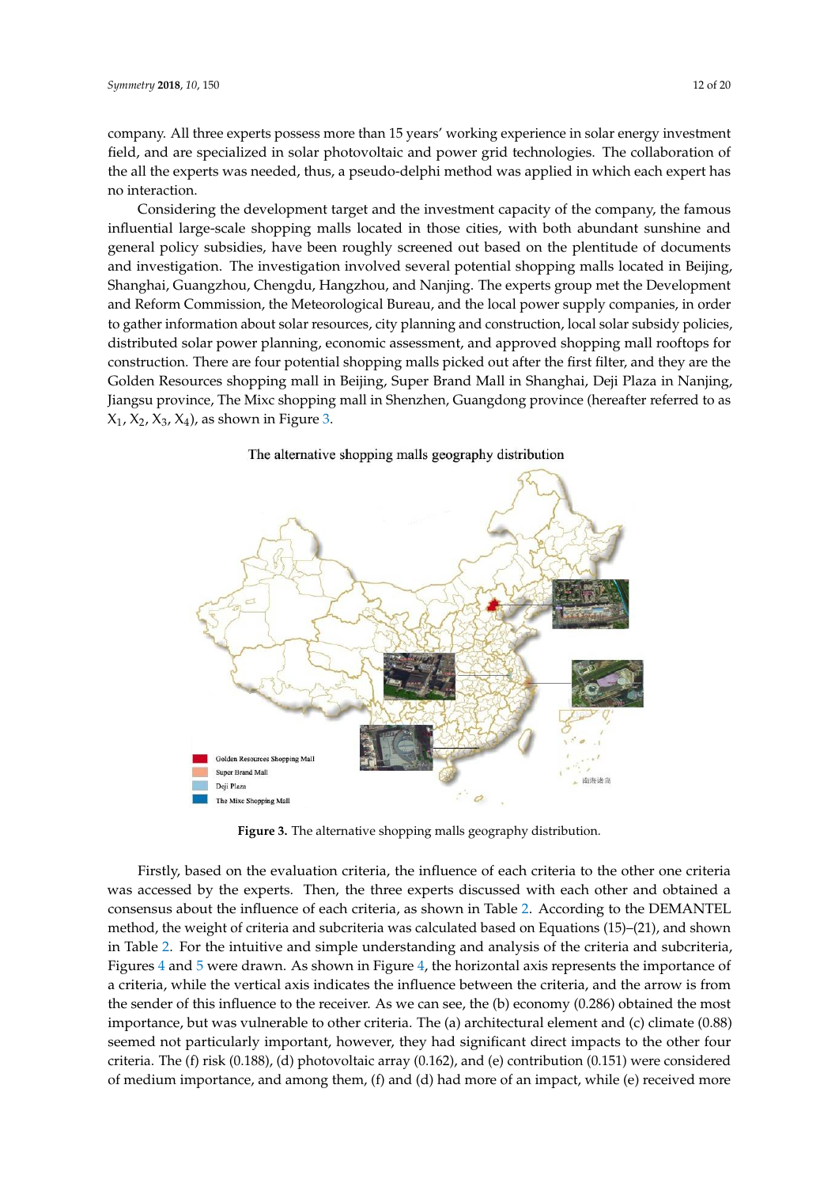company. All three experts possess more than 15 years' working experience in solar energy investment field, and are specialized in solar photovoltaic and power grid technologies. The collaboration of the all the experts was needed, thus, a pseudo-delphi method was applied in which each expert has no interaction.

Considering the development target and the investment capacity of the company, the famous influential large-scale shopping malls located in those cities, with both abundant sunshine and general policy subsidies, have been roughly screened out based on the plentitude of documents and investigation. The investigation involved several potential shopping malls located in Beijing, Shanghai, Guangzhou, Chengdu, Hangzhou, and Nanjing. The experts group met the Development and Reform Commission, the Meteorological Bureau, and the local power supply companies, in order to gather information about solar resources, city planning and construction, local solar subsidy policies, distributed solar power planning, economic assessment, and approved shopping mall rooftops for construction. There are four potential shopping malls picked out after the first filter, and they are the Golden Resources shopping mall in Beijing, Super Brand Mall in Shanghai, Deji Plaza in Nanjing, Jiangsu province, The Mixc shopping mall in Shenzhen, Guangdong province (hereafter referred to as $X_1$, $X_2$, $X_3$, $X_4$), as shown in Figure 3.

**Figure 3.** The alternative shopping malls geography distribution.

Firstly, based on the evaluation criteria, the influence of each criteria to the other one criteria was accessed by the experts. Then, the three experts discussed with each other and obtained a consensus about the influence of each criteria, as shown in Table 2. According to the DEMANTEL method, the weight of criteria and subcriteria was calculated based on Equations (15)–(21), and shown in Table 2. For the intuitive and simple understanding and analysis of the criteria and subcriteria, Figures 4 and 5 were drawn. As shown in Figure 4, the horizontal axis represents the importance of a criteria, while the vertical axis indicates the influence between the criteria, and the arrow is from the sender of this influence to the receiver. As we can see, the (b) economy (0.286) obtained the most importance, but was vulnerable to other criteria. The (a) architectural element and (c) climate (0.88) seemed not particularly important, however, they had significant direct impacts to the other four criteria. The (f) risk (0.188), (d) photovoltaic array (0.162), and (e) contribution (0.151) were considered of medium importance, and among them, (f) and (d) had more of an impact, while (e) received more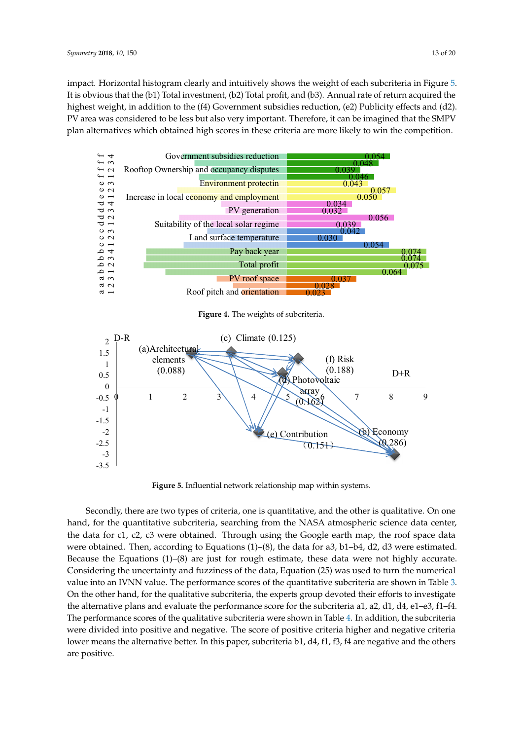impact. Horizontal histogram clearly and intuitively shows the weight of each subcriteria in Figure 5. It is obvious that the (b1) Total investment, (b2) Total profit, and (b3). Annual rate of return acquired the highest weight, in addition to the (f4) Government subsidies reduction, (e2) Publicity effects and (d2). PV area was considered to be less but also very important. Therefore, it can be imagined that the SMPV plan alternatives which obtained high scores in these criteria are more likely to win the competition.

**Figure 4.** The weights of subcriteria.

**Figure 5.** Influential network relationship map within systems.

Secondly, there are two types of criteria, one is quantitative, and the other is qualitative. On one hand, for the quantitative subcriteria, searching from the NASA atmospheric science data center, the data for c1, c2, c3 were obtained. Through using the Google earth map, the roof space data were obtained. Then, according to Equations (1)–(8), the data for a3, b1–b4, d2, d3 were estimated. Because the Equations (1)–(8) are just for rough estimate, these data were not highly accurate. Considering the uncertainty and fuzziness of the data, Equation (25) was used to turn the numerical value into an IVNN value. The performance scores of the quantitative subcriteria are shown in Table 3. On the other hand, for the qualitative subcriteria, the experts group devoted their efforts to investigate the alternative plans and evaluate the performance score for the subcriteria a1, a2, d1, d4, e1–e3, f1–f4. The performance scores of the qualitative subcriteria were shown in Table 4. In addition, the subcriteria were divided into positive and negative. The score of positive criteria higher and negative criteria lower means the alternative better. In this paper, subcriteria b1, d4, f1, f3, f4 are negative and the others are positive.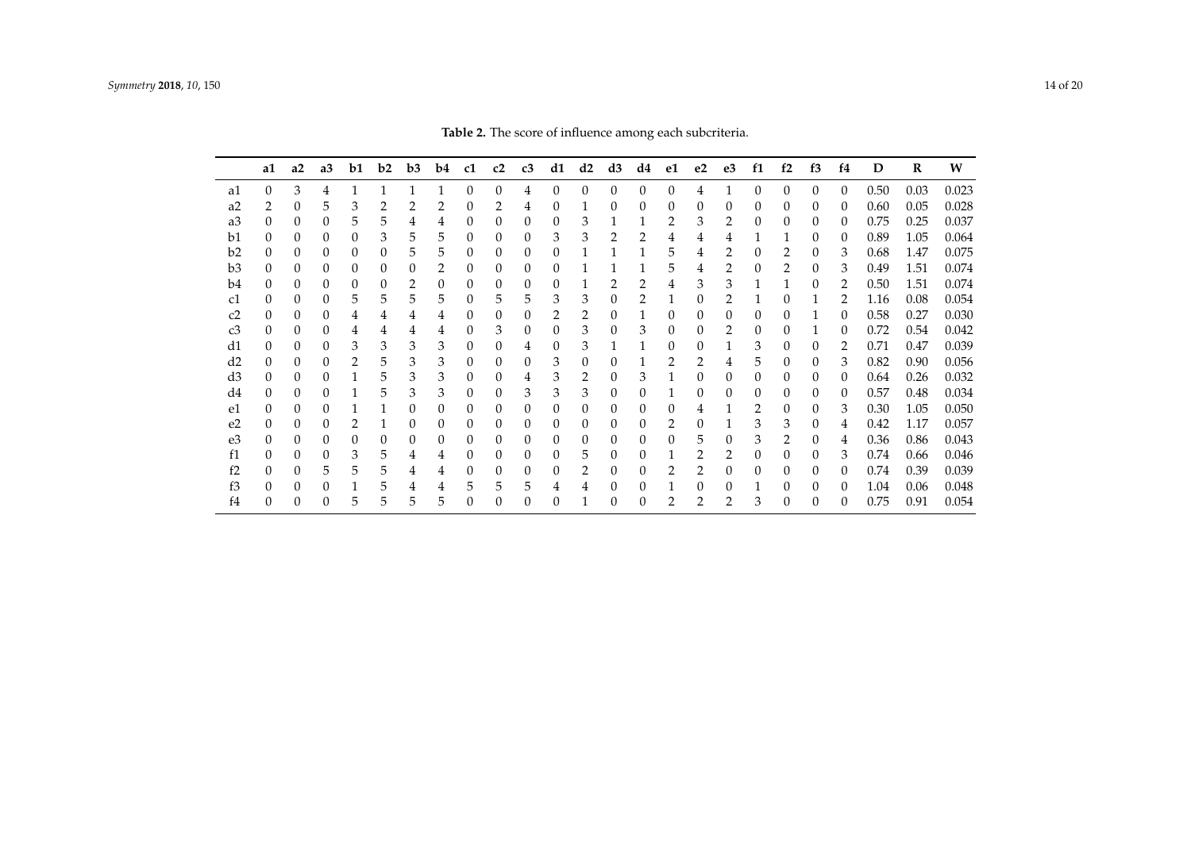**Table 2.** The score of influence among each subcriteria.

| | a1 | a2 | a3 | b1 | b2 | b3 | b4 | c1 | c2 | c3 | d1 | d2 | d3 | d4 | e1 | e2 | e3 | f1 | f2 | f3 | f4 | D | R | W |
|---|---|---|---|---|---|---|---|---|---|---|---|---|---|---|---|---|---|---|---|---|---|---|---|---|
| a1 | 0 | 3 | 4 | 1 | 1 | 1 | 1 | 0 | 0 | 4 | 0 | 0 | 0 | 0 | 0 | 4 | 1 | 0 | 0 | 0 | 0 | 0.50 | 0.03 | 0.023 |
| a2 | 2 | 0 | 5 | 3 | 2 | 2 | 2 | 0 | 2 | 4 | 0 | 1 | 0 | 0 | 0 | 0 | 0 | 0 | 0 | 0 | 0 | 0.60 | 0.05 | 0.028 |
| a3 | 0 | 0 | 0 | 5 | 5 | 4 | 4 | 0 | 0 | 0 | 0 | 3 | 1 | 1 | 2 | 3 | 2 | 0 | 0 | 0 | 0 | 0.75 | 0.25 | 0.037 |
| b1 | 0 | 0 | 0 | 0 | 3 | 5 | 5 | 0 | 0 | 0 | 3 | 3 | 2 | 2 | 4 | 4 | 4 | 1 | 1 | 0 | 0 | 0.89 | 1.05 | 0.064 |
| b2 | 0 | 0 | 0 | 0 | 0 | 5 | 5 | 0 | 0 | 0 | 0 | 1 | 1 | 1 | 5 | 4 | 2 | 0 | 2 | 0 | 3 | 0.68 | 1.47 | 0.075 |
| b3 | 0 | 0 | 0 | 0 | 0 | 0 | 2 | 0 | 0 | 0 | 0 | 1 | 1 | 1 | 5 | 4 | 2 | 0 | 2 | 0 | 3 | 0.49 | 1.51 | 0.074 |
| b4 | 0 | 0 | 0 | 0 | 0 | 2 | 0 | 0 | 0 | 0 | 0 | 1 | 2 | 2 | 4 | 3 | 3 | 1 | 1 | 0 | 2 | 0.50 | 1.51 | 0.074 |
| c1 | 0 | 0 | 0 | 5 | 5 | 5 | 5 | 0 | 5 | 5 | 3 | 3 | 0 | 2 | 1 | 0 | 2 | 1 | 0 | 1 | 2 | 1.16 | 0.08 | 0.054 |
| c2 | 0 | 0 | 0 | 4 | 4 | 4 | 4 | 0 | 0 | 0 | 2 | 2 | 0 | 1 | 0 | 0 | 0 | 0 | 0 | 1 | 0 | 0.58 | 0.27 | 0.030 |
| c3 | 0 | 0 | 0 | 4 | 4 | 4 | 4 | 0 | 3 | 0 | 0 | 3 | 0 | 3 | 0 | 0 | 2 | 0 | 0 | 1 | 0 | 0.72 | 0.54 | 0.042 |
| d1 | 0 | 0 | 0 | 3 | 3 | 3 | 3 | 0 | 0 | 4 | 0 | 3 | 1 | 1 | 0 | 0 | 1 | 3 | 0 | 0 | 2 | 0.71 | 0.47 | 0.039 |
| d2 | 0 | 0 | 0 | 2 | 5 | 3 | 3 | 0 | 0 | 0 | 3 | 0 | 0 | 1 | 2 | 2 | 4 | 5 | 0 | 0 | 3 | 0.82 | 0.90 | 0.056 |
| d3 | 0 | 0 | 0 | 1 | 5 | 3 | 3 | 0 | 0 | 4 | 3 | 2 | 0 | 3 | 1 | 0 | 0 | 0 | 0 | 0 | 0 | 0.64 | 0.26 | 0.032 |
| d4 | 0 | 0 | 0 | 1 | 5 | 3 | 3 | 0 | 0 | 3 | 3 | 3 | 0 | 0 | 1 | 0 | 0 | 0 | 0 | 0 | 0 | 0.57 | 0.48 | 0.034 |
| e1 | 0 | 0 | 0 | 1 | 1 | 0 | 0 | 0 | 0 | 0 | 0 | 0 | 0 | 0 | 0 | 4 | 1 | 2 | 0 | 0 | 3 | 0.30 | 1.05 | 0.050 |
| e2 | 0 | 0 | 0 | 2 | 1 | 0 | 0 | 0 | 0 | 0 | 0 | 0 | 0 | 0 | 2 | 0 | 1 | 3 | 3 | 0 | 4 | 0.42 | 1.17 | 0.057 |
| e3 | 0 | 0 | 0 | 0 | 0 | 0 | 0 | 0 | 0 | 0 | 0 | 0 | 0 | 0 | 0 | 5 | 0 | 3 | 2 | 0 | 4 | 0.36 | 0.86 | 0.043 |
| f1 | 0 | 0 | 0 | 3 | 5 | 4 | 4 | 0 | 0 | 0 | 0 | 5 | 0 | 0 | 1 | 2 | 2 | 0 | 0 | 0 | 3 | 0.74 | 0.66 | 0.046 |
| f2 | 0 | 0 | 5 | 5 | 5 | 4 | 4 | 0 | 0 | 0 | 0 | 2 | 0 | 0 | 2 | 2 | 0 | 0 | 0 | 0 | 0 | 0.74 | 0.39 | 0.039 |
| f3 | 0 | 0 | 0 | 1 | 5 | 4 | 4 | 5 | 5 | 5 | 4 | 4 | 0 | 0 | 1 | 0 | 0 | 1 | 0 | 0 | 0 | 1.04 | 0.06 | 0.048 |
| f4 | 0 | 0 | 0 | 5 | 5 | 5 | 5 | 0 | 0 | 0 | 0 | 1 | 0 | 0 | 2 | 2 | 2 | 3 | 0 | 0 | 0 | 0.75 | 0.91 | 0.054 |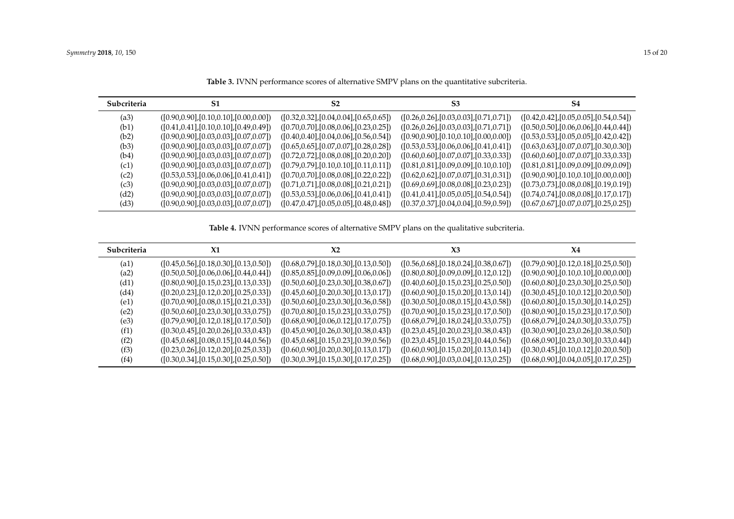**Table 3.** IVNN performance scores of alternative SMPV plans on the quantitative subcriteria.

| Subcriteria | S1 | S2 | S3 | S4 |
|---|---|---|---|---|
| (a3) | ([0.90,0.90],[0.10,0.10],[0.00,0.00]) | ([0.32,0.32],[0.04,0.04],[0.65,0.65]) | ([0.26,0.26],[0.03,0.03],[0.71,0.71]) | ([0.42,0.42],[0.05,0.05],[0.54,0.54]) |
| (b1) | ([0.41,0.41],[0.10,0.10],[0.49,0.49]) | ([0.70,0.70],[0.08,0.06],[0.23,0.25]) | ([0.26,0.26],[0.03,0.03],[0.71,0.71]) | ([0.50,0.50],[0.06,0.06],[0.44,0.44]) |
| (b2) | ([0.90,0.90],[0.03,0.03],[0.07,0.07]) | ([0.40,0.40],[0.04,0.06],[0.56,0.54]) | ([0.90,0.90],[0.10,0.10],[0.00,0.00]) | ([0.53,0.53],[0.05,0.05],[0.42,0.42]) |
| (b3) | ([0.90,0.90],[0.03,0.03],[0.07,0.07]) | ([0.65,0.65],[0.07,0.07],[0.28,0.28]) | ([0.53,0.53],[0.06,0.06],[0.41,0.41]) | ([0.63,0.63],[0.07,0.07],[0.30,0.30]) |
| (b4) | ([0.90,0.90],[0.03,0.03],[0.07,0.07]) | ([0.72,0.72],[0.08,0.08],[0.20,0.20]) | ([0.60,0.60],[0.07,0.07],[0.33,0.33]) | ([0.60,0.60],[0.07,0.07],[0.33,0.33]) |
| (c1) | ([0.90,0.90],[0.03,0.03],[0.07,0.07]) | ([0.79,0.79],[0.10,0.10],[0.11,0.11]) | ([0.81,0.81],[0.09,0.09],[0.10,0.10]) | ([0.81,0.81],[0.09,0.09],[0.09,0.09]) |
| (c2) | ([0.53,0.53],[0.06,0.06],[0.41,0.41]) | ([0.70,0.70],[0.08,0.08],[0.22,0.22]) | ([0.62,0.62],[0.07,0.07],[0.31,0.31]) | ([0.90,0.90],[0.10,0.10],[0.00,0.00]) |
| (c3) | ([0.90,0.90],[0.03,0.03],[0.07,0.07]) | ([0.71,0.71],[0.08,0.08],[0.21,0.21]) | ([0.69,0.69],[0.08,0.08],[0.23,0.23]) | ([0.73,0.73],[0.08,0.08],[0.19,0.19]) |
| (d2) | ([0.90,0.90],[0.03,0.03],[0.07,0.07]) | ([0.53,0.53],[0.06,0.06],[0.41,0.41]) | ([0.41,0.41],[0.05,0.05],[0.54,0.54]) | ([0.74,0.74],[0.08,0.08],[0.17,0.17]) |
| (d3) | ([0.90,0.90],[0.03,0.03],[0.07,0.07]) | ([0.47,0.47],[0.05,0.05],[0.48,0.48]) | ([0.37,0.37],[0.04,0.04],[0.59,0.59]) | ([0.67,0.67],[0.07,0.07],[0.25,0.25]) |

**Table 4.** IVNN performance scores of alternative SMPV plans on the qualitative subcriteria.

| Subcriteria | X1 | X2 | X3 | X4 |
|---|---|---|---|---|
| (a1) | ([0.45,0.56],[0.18,0.30],[0.13,0.50]) | ([0.68,0.79],[0.18,0.30],[0.13,0.50]) | ([0.56,0.68],[0.18,0.24],[0.38,0.67]) | ([0.79,0.90],[0.12,0.18],[0.25,0.50]) |
| (a2) | ([0.50,0.50],[0.06,0.06],[0.44,0.44]) | ([0.85,0.85],[0.09,0.09],[0.06,0.06]) | ([0.80,0.80],[0.09,0.09],[0.12,0.12]) | ([0.90,0.90],[0.10,0.10],[0.00,0.00]) |
| (d1) | ([0.80,0.90],[0.15,0.23],[0.13,0.33]) | ([0.50,0.60],[0.23,0.30],[0.38,0.67]) | ([0.40,0.60],[0.15,0.23],[0.25,0.50]) | ([0.60,0.80],[0.23,0.30],[0.25,0.50]) |
| (d4) | ([0.20,0.23],[0.12,0.20],[0.25,0.33]) | ([0.45,0.60],[0.20,0.30],[0.13,0.17]) | ([0.60,0.90],[0.15,0.20],[0.13,0.14]) | ([0.30,0.45],[0.10,0.12],[0.20,0.50]) |
| (e1) | ([0.70,0.90],[0.08,0.15],[0.21,0.33]) | ([0.50,0.60],[0.23,0.30],[0.36,0.58]) | ([0.30,0.50],[0.08,0.15],[0.43,0.58]) | ([0.60,0.80],[0.15,0.30],[0.14,0.25]) |
| (e2) | ([0.50,0.60],[0.23,0.30],[0.33,0.75]) | ([0.70,0.80],[0.15,0.23],[0.33,0.75]) | ([0.70,0.90],[0.15,0.23],[0.17,0.50]) | ([0.80,0.90],[0.15,0.23],[0.17,0.50]) |
| (e3) | ([0.79,0.90],[0.12,0.18],[0.17,0.50]) | ([0.68,0.90],[0.06,0.12],[0.17,0.75]) | ([0.68,0.79],[0.18,0.24],[0.33,0.75]) | ([0.68,0.79],[0.24,0.30],[0.33,0.75]) |
| (f1) | ([0.30,0.45],[0.20,0.26],[0.33,0.43]) | ([0.45,0.90],[0.26,0.30],[0.38,0.43]) | ([0.23,0.45],[0.20,0.23],[0.38,0.43]) | ([0.30,0.90],[0.23,0.26],[0.38,0.50]) |
| (f2) | ([0.45,0.68],[0.08,0.15],[0.44,0.56]) | ([0.45,0.68],[0.15,0.23],[0.39,0.56]) | ([0.23,0.45],[0.15,0.23],[0.44,0.56]) | ([0.68,0.90],[0.23,0.30],[0.33,0.44]) |
| (f3) | ([0.23,0.26],[0.12,0.20],[0.25,0.33]) | ([0.60,0.90],[0.20,0.30],[0.13,0.17]) | ([0.60,0.90],[0.15,0.20],[0.13,0.14]) | ([0.30,0.45],[0.10,0.12],[0.20,0.50]) |
| (f4) | ([0.30,0.34],[0.15,0.30],[0.25,0.50]) | ([0.30,0.39],[0.15,0.30],[0.17,0.25]) | ([0.68,0.90],[0.03,0.04],[0.13,0.25]) | ([0.68,0.90],[0.04,0.05],[0.17,0.25]) |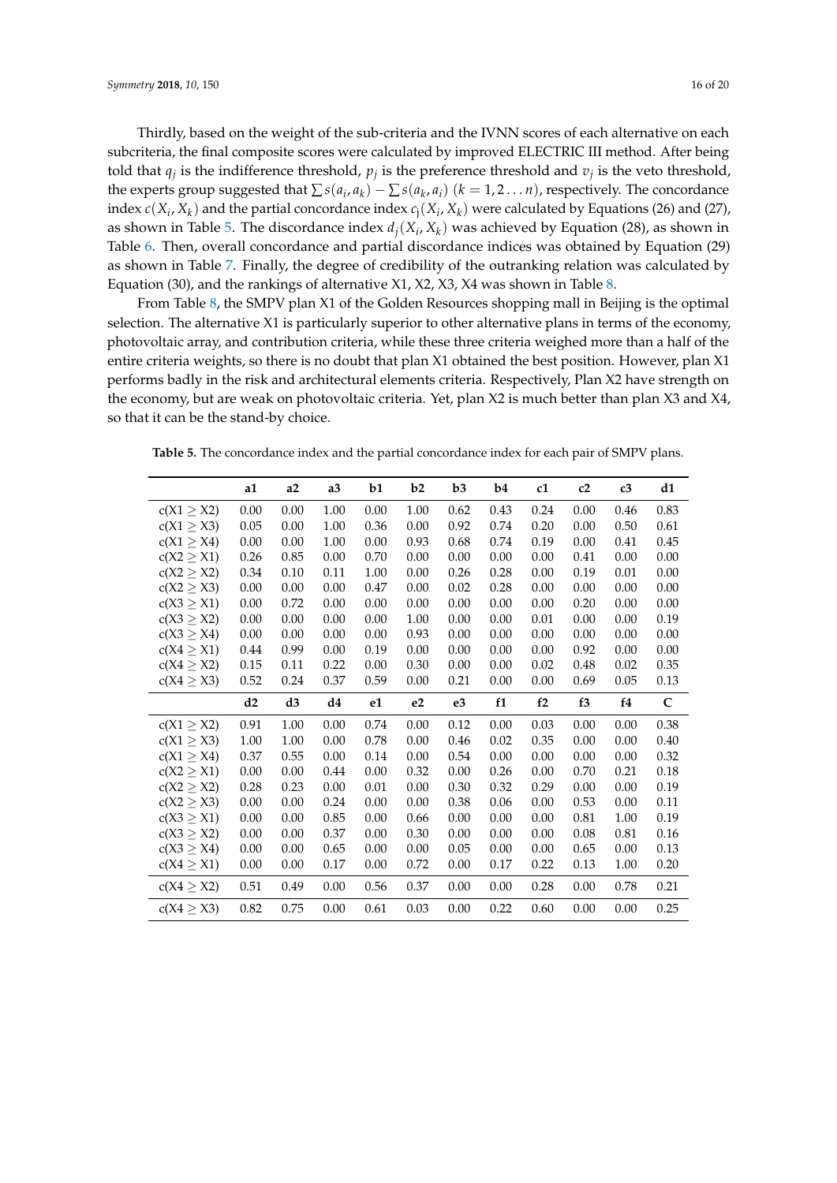Thirdly, based on the weight of the sub-criteria and the IVNN scores of each alternative on each subcriteria, the final composite scores were calculated by improved ELECTRIC III method. After being told that $q_j$ is the indifference threshold, $p_j$ is the preference threshold and $v_j$ is the veto threshold, the experts group suggested that $\sum s(a_i, a_k) - \sum s(a_k, a_i)$ $(k = 1, 2 \ldots n)$, respectively. The concordance index $c(X_i, X_k)$ and the partial concordance index $c_j(X_i, X_k)$ were calculated by Equations (26) and (27), as shown in Table 5. The discordance index $d_j(X_i, X_k)$ was achieved by Equation (28), as shown in Table 6. Then, overall concordance and partial discordance indices was obtained by Equation (29) as shown in Table 7. Finally, the degree of credibility of the outranking relation was calculated by Equation (30), and the rankings of alternative X1, X2, X3, X4 was shown in Table 8.

From Table 8, the SMPV plan X1 of the Golden Resources shopping mall in Beijing is the optimal selection. The alternative X1 is particularly superior to other alternative plans in terms of the economy, photovoltaic array, and contribution criteria, while these three criteria weighed more than a half of the entire criteria weights, so there is no doubt that plan X1 obtained the best position. However, plan X1 performs badly in the risk and architectural elements criteria. Respectively, Plan X2 have strength on the economy, but are weak on photovoltaic criteria. Yet, plan X2 is much better than plan X3 and X4, so that it can be the stand-by choice.

**Table 5.** The concordance index and the partial concordance index for each pair of SMPV plans.

| | a1 | a2 | a3 | b1 | b2 | b3 | b4 | c1 | c2 | c3 | d1 |
|---|---|---|---|---|---|---|---|---|---|---|---|
| c(X1 ≥ X2) | 0.00 | 0.00 | 1.00 | 0.00 | 1.00 | 0.62 | 0.43 | 0.24 | 0.00 | 0.46 | 0.83 |
| c(X1 ≥ X3) | 0.05 | 0.00 | 1.00 | 0.36 | 0.00 | 0.92 | 0.74 | 0.20 | 0.00 | 0.50 | 0.61 |
| c(X1 ≥ X4) | 0.00 | 0.00 | 1.00 | 0.00 | 0.93 | 0.68 | 0.74 | 0.19 | 0.00 | 0.41 | 0.45 |
| c(X2 ≥ X1) | 0.26 | 0.85 | 0.00 | 0.70 | 0.00 | 0.00 | 0.00 | 0.00 | 0.41 | 0.00 | 0.00 |
| c(X2 ≥ X2) | 0.34 | 0.10 | 0.11 | 1.00 | 0.00 | 0.26 | 0.28 | 0.00 | 0.19 | 0.01 | 0.00 |
| c(X2 ≥ X3) | 0.00 | 0.00 | 0.00 | 0.47 | 0.00 | 0.02 | 0.28 | 0.00 | 0.00 | 0.00 | 0.00 |
| c(X3 ≥ X1) | 0.00 | 0.72 | 0.00 | 0.00 | 0.00 | 0.00 | 0.00 | 0.00 | 0.20 | 0.00 | 0.00 |
| c(X3 ≥ X2) | 0.00 | 0.00 | 0.00 | 0.00 | 1.00 | 0.00 | 0.00 | 0.01 | 0.00 | 0.00 | 0.19 |
| c(X3 ≥ X4) | 0.00 | 0.00 | 0.00 | 0.00 | 0.93 | 0.00 | 0.00 | 0.00 | 0.00 | 0.00 | 0.00 |
| c(X4 ≥ X1) | 0.44 | 0.99 | 0.00 | 0.19 | 0.00 | 0.00 | 0.00 | 0.00 | 0.92 | 0.00 | 0.00 |
| c(X4 ≥ X2) | 0.15 | 0.11 | 0.22 | 0.00 | 0.30 | 0.00 | 0.00 | 0.02 | 0.48 | 0.02 | 0.35 |
| c(X4 ≥ X3) | 0.52 | 0.24 | 0.37 | 0.59 | 0.00 | 0.21 | 0.00 | 0.00 | 0.69 | 0.05 | 0.13 |
| | **d2** | **d3** | **d4** | **e1** | **e2** | **e3** | **f1** | **f2** | **f3** | **f4** | **C** |
| c(X1 ≥ X2) | 0.91 | 1.00 | 0.00 | 0.74 | 0.00 | 0.12 | 0.00 | 0.03 | 0.00 | 0.00 | 0.38 |
| c(X1 ≥ X3) | 1.00 | 1.00 | 0.00 | 0.78 | 0.00 | 0.46 | 0.02 | 0.35 | 0.00 | 0.00 | 0.40 |
| c(X1 ≥ X4) | 0.37 | 0.55 | 0.00 | 0.14 | 0.00 | 0.54 | 0.00 | 0.00 | 0.00 | 0.00 | 0.32 |
| c(X2 ≥ X1) | 0.00 | 0.00 | 0.44 | 0.00 | 0.32 | 0.00 | 0.26 | 0.00 | 0.70 | 0.21 | 0.18 |
| c(X2 ≥ X2) | 0.28 | 0.23 | 0.00 | 0.01 | 0.00 | 0.30 | 0.32 | 0.29 | 0.00 | 0.00 | 0.19 |
| c(X2 ≥ X3) | 0.00 | 0.00 | 0.24 | 0.00 | 0.00 | 0.38 | 0.06 | 0.00 | 0.53 | 0.00 | 0.11 |
| c(X3 ≥ X1) | 0.00 | 0.00 | 0.85 | 0.00 | 0.66 | 0.00 | 0.00 | 0.00 | 0.81 | 1.00 | 0.19 |
| c(X3 ≥ X2) | 0.00 | 0.00 | 0.37 | 0.00 | 0.30 | 0.00 | 0.00 | 0.00 | 0.08 | 0.81 | 0.16 |
| c(X3 ≥ X4) | 0.00 | 0.00 | 0.65 | 0.00 | 0.00 | 0.05 | 0.00 | 0.00 | 0.65 | 0.00 | 0.13 |
| c(X4 ≥ X1) | 0.00 | 0.00 | 0.17 | 0.00 | 0.72 | 0.00 | 0.17 | 0.22 | 0.13 | 1.00 | 0.20 |
| c(X4 ≥ X2) | 0.51 | 0.49 | 0.00 | 0.56 | 0.37 | 0.00 | 0.00 | 0.28 | 0.00 | 0.78 | 0.21 |
| c(X4 ≥ X3) | 0.82 | 0.75 | 0.00 | 0.61 | 0.03 | 0.00 | 0.22 | 0.60 | 0.00 | 0.00 | 0.25 |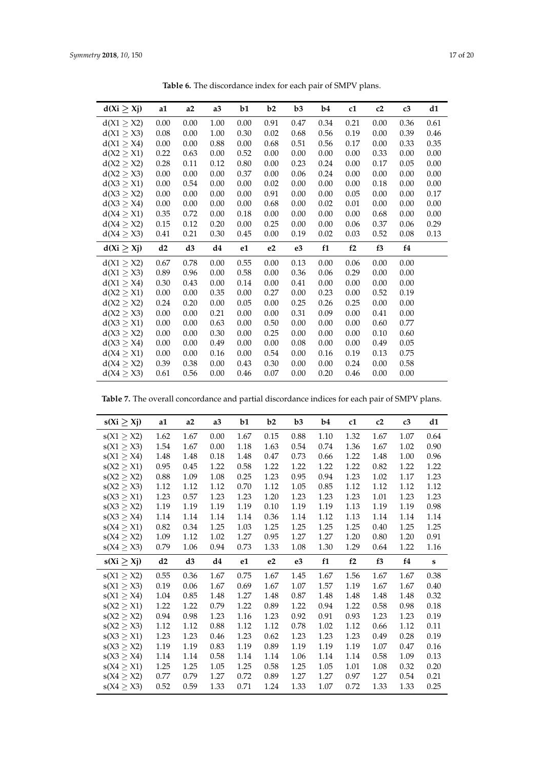**Table 6.** The discordance index for each pair of SMPV plans.

| d(Xi ≥ Xj) | a1 | a2 | a3 | b1 | b2 | b3 | b4 | c1 | c2 | c3 | d1 |
|---|---|---|---|---|---|---|---|---|---|---|---|
| d(X1 ≥ X2) | 0.00 | 0.00 | 1.00 | 0.00 | 0.91 | 0.47 | 0.34 | 0.21 | 0.00 | 0.36 | 0.61 |
| d(X1 ≥ X3) | 0.08 | 0.00 | 1.00 | 0.30 | 0.02 | 0.68 | 0.56 | 0.19 | 0.00 | 0.39 | 0.46 |
| d(X1 ≥ X4) | 0.00 | 0.00 | 0.88 | 0.00 | 0.68 | 0.51 | 0.56 | 0.17 | 0.00 | 0.33 | 0.35 |
| d(X2 ≥ X1) | 0.22 | 0.63 | 0.00 | 0.52 | 0.00 | 0.00 | 0.00 | 0.00 | 0.33 | 0.00 | 0.00 |
| d(X2 ≥ X2) | 0.28 | 0.11 | 0.12 | 0.80 | 0.00 | 0.23 | 0.24 | 0.00 | 0.17 | 0.05 | 0.00 |
| d(X2 ≥ X3) | 0.00 | 0.00 | 0.00 | 0.37 | 0.00 | 0.06 | 0.24 | 0.00 | 0.00 | 0.00 | 0.00 |
| d(X3 ≥ X1) | 0.00 | 0.54 | 0.00 | 0.00 | 0.02 | 0.00 | 0.00 | 0.00 | 0.18 | 0.00 | 0.00 |
| d(X3 ≥ X2) | 0.00 | 0.00 | 0.00 | 0.00 | 0.91 | 0.00 | 0.00 | 0.05 | 0.00 | 0.00 | 0.17 |
| d(X3 ≥ X4) | 0.00 | 0.00 | 0.00 | 0.00 | 0.68 | 0.00 | 0.02 | 0.01 | 0.00 | 0.00 | 0.00 |
| d(X4 ≥ X1) | 0.35 | 0.72 | 0.00 | 0.18 | 0.00 | 0.00 | 0.00 | 0.00 | 0.68 | 0.00 | 0.00 |
| d(X4 ≥ X2) | 0.15 | 0.12 | 0.20 | 0.00 | 0.25 | 0.00 | 0.00 | 0.06 | 0.37 | 0.06 | 0.29 |
| d(X4 ≥ X3) | 0.41 | 0.21 | 0.30 | 0.45 | 0.00 | 0.19 | 0.02 | 0.03 | 0.52 | 0.08 | 0.13 |
| **d(Xi ≥ Xj)** | **d2** | **d3** | **d4** | **e1** | **e2** | **e3** | **f1** | **f2** | **f3** | **f4** | |
| d(X1 ≥ X2) | 0.67 | 0.78 | 0.00 | 0.55 | 0.00 | 0.13 | 0.00 | 0.06 | 0.00 | 0.00 | |
| d(X1 ≥ X3) | 0.89 | 0.96 | 0.00 | 0.58 | 0.00 | 0.36 | 0.06 | 0.29 | 0.00 | 0.00 | |
| d(X1 ≥ X4) | 0.30 | 0.43 | 0.00 | 0.14 | 0.00 | 0.41 | 0.00 | 0.00 | 0.00 | 0.00 | |
| d(X2 ≥ X1) | 0.00 | 0.00 | 0.35 | 0.00 | 0.27 | 0.00 | 0.23 | 0.00 | 0.52 | 0.19 | |
| d(X2 ≥ X2) | 0.24 | 0.20 | 0.00 | 0.05 | 0.00 | 0.25 | 0.26 | 0.25 | 0.00 | 0.00 | |
| d(X2 ≥ X3) | 0.00 | 0.00 | 0.21 | 0.00 | 0.00 | 0.31 | 0.09 | 0.00 | 0.41 | 0.00 | |
| d(X3 ≥ X1) | 0.00 | 0.00 | 0.63 | 0.00 | 0.50 | 0.00 | 0.00 | 0.00 | 0.60 | 0.77 | |
| d(X3 ≥ X2) | 0.00 | 0.00 | 0.30 | 0.00 | 0.25 | 0.00 | 0.00 | 0.00 | 0.10 | 0.60 | |
| d(X3 ≥ X4) | 0.00 | 0.00 | 0.49 | 0.00 | 0.00 | 0.08 | 0.00 | 0.00 | 0.49 | 0.05 | |
| d(X4 ≥ X1) | 0.00 | 0.00 | 0.16 | 0.00 | 0.54 | 0.00 | 0.16 | 0.19 | 0.13 | 0.75 | |
| d(X4 ≥ X2) | 0.39 | 0.38 | 0.00 | 0.43 | 0.30 | 0.00 | 0.00 | 0.24 | 0.00 | 0.58 | |
| d(X4 ≥ X3) | 0.61 | 0.56 | 0.00 | 0.46 | 0.07 | 0.00 | 0.20 | 0.46 | 0.00 | 0.00 | |

**Table 7.** The overall concordance and partial discordance indices for each pair of SMPV plans.

| s(Xi ≥ Xj) | a1 | a2 | a3 | b1 | b2 | b3 | b4 | c1 | c2 | c3 | d1 |
|---|---|---|---|---|---|---|---|---|---|---|---|
| s(X1 ≥ X2) | 1.62 | 1.67 | 0.00 | 1.67 | 0.15 | 0.88 | 1.10 | 1.32 | 1.67 | 1.07 | 0.64 |
| s(X1 ≥ X3) | 1.54 | 1.67 | 0.00 | 1.18 | 1.63 | 0.54 | 0.74 | 1.36 | 1.67 | 1.02 | 0.90 |
| s(X1 ≥ X4) | 1.48 | 1.48 | 0.18 | 1.48 | 0.47 | 0.73 | 0.66 | 1.22 | 1.48 | 1.00 | 0.96 |
| s(X2 ≥ X1) | 0.95 | 0.45 | 1.22 | 0.58 | 1.22 | 1.22 | 1.22 | 1.22 | 0.82 | 1.22 | 1.22 |
| s(X2 ≥ X2) | 0.88 | 1.09 | 1.08 | 0.25 | 1.23 | 0.95 | 0.94 | 1.23 | 1.02 | 1.17 | 1.23 |
| s(X2 ≥ X3) | 1.12 | 1.12 | 1.12 | 0.70 | 1.12 | 1.05 | 0.85 | 1.12 | 1.12 | 1.12 | 1.12 |
| s(X3 ≥ X1) | 1.23 | 0.57 | 1.23 | 1.23 | 1.20 | 1.23 | 1.23 | 1.23 | 1.01 | 1.23 | 1.23 |
| s(X3 ≥ X2) | 1.19 | 1.19 | 1.19 | 1.19 | 0.10 | 1.19 | 1.19 | 1.13 | 1.19 | 1.19 | 0.98 |
| s(X3 ≥ X4) | 1.14 | 1.14 | 1.14 | 1.14 | 0.36 | 1.14 | 1.12 | 1.13 | 1.14 | 1.14 | 1.14 |
| s(X4 ≥ X1) | 0.82 | 0.34 | 1.25 | 1.03 | 1.25 | 1.25 | 1.25 | 1.25 | 0.40 | 1.25 | 1.25 |
| s(X4 ≥ X2) | 1.09 | 1.12 | 1.02 | 1.27 | 0.95 | 1.27 | 1.27 | 1.20 | 0.80 | 1.20 | 0.91 |
| s(X4 ≥ X3) | 0.79 | 1.06 | 0.94 | 0.73 | 1.33 | 1.08 | 1.30 | 1.29 | 0.64 | 1.22 | 1.16 |
| **s(Xi ≥ Xj)** | **d2** | **d3** | **d4** | **e1** | **e2** | **e3** | **f1** | **f2** | **f3** | **f4** | **s** |
| s(X1 ≥ X2) | 0.55 | 0.36 | 1.67 | 0.75 | 1.67 | 1.45 | 1.67 | 1.56 | 1.67 | 1.67 | 0.38 |
| s(X1 ≥ X3) | 0.19 | 0.06 | 1.67 | 0.69 | 1.67 | 1.07 | 1.57 | 1.19 | 1.67 | 1.67 | 0.40 |
| s(X1 ≥ X4) | 1.04 | 0.85 | 1.48 | 1.27 | 1.48 | 0.87 | 1.48 | 1.48 | 1.48 | 1.48 | 0.32 |
| s(X2 ≥ X1) | 1.22 | 1.22 | 0.79 | 1.22 | 0.89 | 1.22 | 0.94 | 1.22 | 0.58 | 0.98 | 0.18 |
| s(X2 ≥ X2) | 0.94 | 0.98 | 1.23 | 1.16 | 1.23 | 0.92 | 0.91 | 0.93 | 1.23 | 1.23 | 0.19 |
| s(X2 ≥ X3) | 1.12 | 1.12 | 0.88 | 1.12 | 1.12 | 0.78 | 1.02 | 1.12 | 0.66 | 1.12 | 0.11 |
| s(X3 ≥ X1) | 1.23 | 1.23 | 0.46 | 1.23 | 0.62 | 1.23 | 1.23 | 1.23 | 0.49 | 0.28 | 0.19 |
| s(X3 ≥ X2) | 1.19 | 1.19 | 0.83 | 1.19 | 0.89 | 1.19 | 1.19 | 1.19 | 1.07 | 0.47 | 0.16 |
| s(X3 ≥ X4) | 1.14 | 1.14 | 0.58 | 1.14 | 1.14 | 1.06 | 1.14 | 1.14 | 0.58 | 1.09 | 0.13 |
| s(X4 ≥ X1) | 1.25 | 1.25 | 1.05 | 1.25 | 0.58 | 1.25 | 1.05 | 1.01 | 1.08 | 0.32 | 0.20 |
| s(X4 ≥ X2) | 0.77 | 0.79 | 1.27 | 0.72 | 0.89 | 1.27 | 1.27 | 0.97 | 1.27 | 0.54 | 0.21 |
| s(X4 ≥ X3) | 0.52 | 0.59 | 1.33 | 0.71 | 1.24 | 1.33 | 1.07 | 0.72 | 1.33 | 1.33 | 0.25 |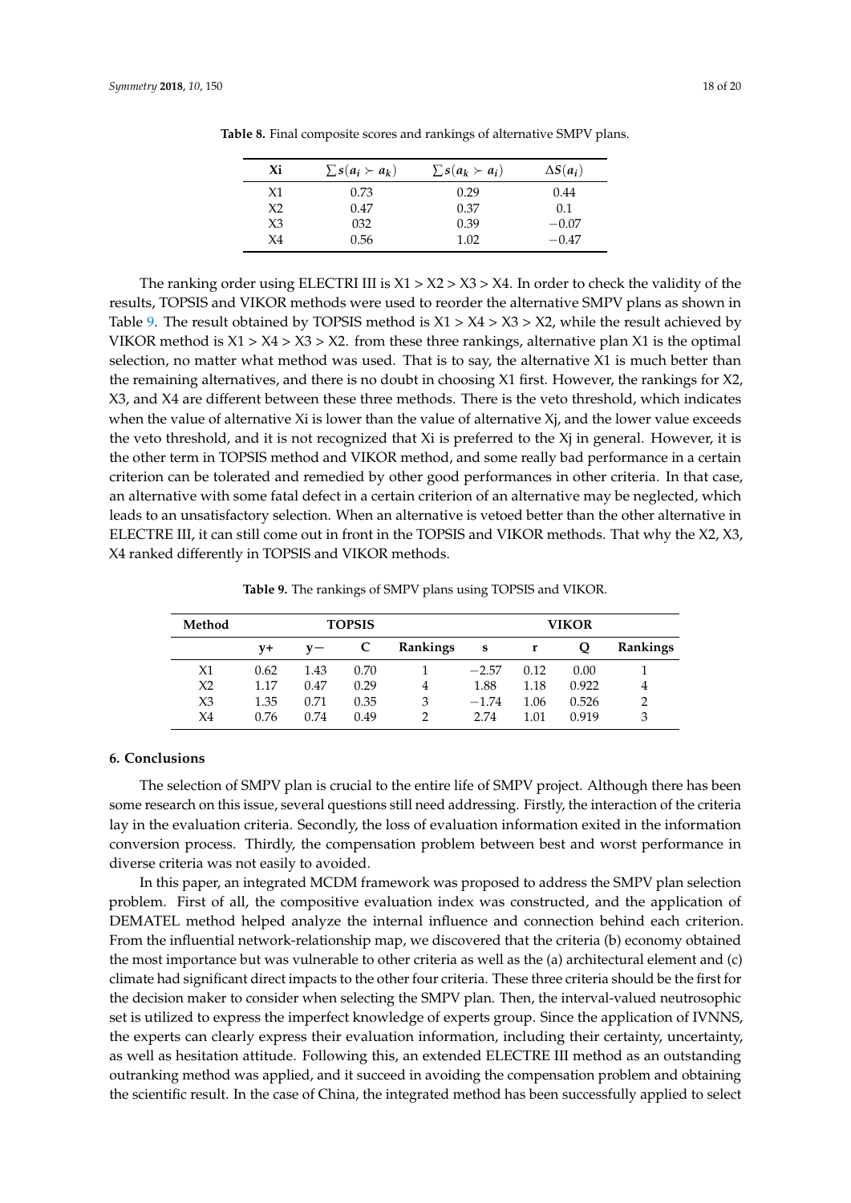**Table 8.** Final composite scores and rankings of alternative SMPV plans.

| Xi | $\sum s(a_i \succ a_k)$ | $\sum s(a_k \succ a_i)$ | $\Delta S(a_i)$ |
|---|---|---|---|
| X1 | 0.73 | 0.29 | 0.44 |
| X2 | 0.47 | 0.37 | 0.1 |
| X3 | 032 | 0.39 | −0.07 |
| X4 | 0.56 | 1.02 | −0.47 |

The ranking order using ELECTRI III is X1 > X2 > X3 > X4. In order to check the validity of the results, TOPSIS and VIKOR methods were used to reorder the alternative SMPV plans as shown in Table 9. The result obtained by TOPSIS method is X1 > X4 > X3 > X2, while the result achieved by VIKOR method is X1 > X4 > X3 > X2. from these three rankings, alternative plan X1 is the optimal selection, no matter what method was used. That is to say, the alternative X1 is much better than the remaining alternatives, and there is no doubt in choosing X1 first. However, the rankings for X2, X3, and X4 are different between these three methods. There is the veto threshold, which indicates when the value of alternative Xi is lower than the value of alternative Xj, and the lower value exceeds the veto threshold, and it is not recognized that Xi is preferred to the Xj in general. However, it is the other term in TOPSIS method and VIKOR method, and some really bad performance in a certain criterion can be tolerated and remedied by other good performances in other criteria. In that case, an alternative with some fatal defect in a certain criterion of an alternative may be neglected, which leads to an unsatisfactory selection. When an alternative is vetoed better than the other alternative in ELECTRE III, it can still come out in front in the TOPSIS and VIKOR methods. That why the X2, X3, X4 ranked differently in TOPSIS and VIKOR methods.

**Table 9.** The rankings of SMPV plans using TOPSIS and VIKOR.

| Method | TOPSIS | | | | VIKOR | | | |
|---|---|---|---|---|---|---|---|---|
| | y+ | y− | C | Rankings | s | r | Q | Rankings |
| X1 | 0.62 | 1.43 | 0.70 | 1 | −2.57 | 0.12 | 0.00 | 1 |
| X2 | 1.17 | 0.47 | 0.29 | 4 | 1.88 | 1.18 | 0.922 | 4 |
| X3 | 1.35 | 0.71 | 0.35 | 3 | −1.74 | 1.06 | 0.526 | 2 |
| X4 | 0.76 | 0.74 | 0.49 | 2 | 2.74 | 1.01 | 0.919 | 3 |

## 6. Conclusions

The selection of SMPV plan is crucial to the entire life of SMPV project. Although there has been some research on this issue, several questions still need addressing. Firstly, the interaction of the criteria lay in the evaluation criteria. Secondly, the loss of evaluation information exited in the information conversion process. Thirdly, the compensation problem between best and worst performance in diverse criteria was not easily to avoided.

In this paper, an integrated MCDM framework was proposed to address the SMPV plan selection problem. First of all, the compositive evaluation index was constructed, and the application of DEMATEL method helped analyze the internal influence and connection behind each criterion. From the influential network-relationship map, we discovered that the criteria (b) economy obtained the most importance but was vulnerable to other criteria as well as the (a) architectural element and (c) climate had significant direct impacts to the other four criteria. These three criteria should be the first for the decision maker to consider when selecting the SMPV plan. Then, the interval-valued neutrosophic set is utilized to express the imperfect knowledge of experts group. Since the application of IVNNS, the experts can clearly express their evaluation information, including their certainty, uncertainty, as well as hesitation attitude. Following this, an extended ELECTRE III method as an outstanding outranking method was applied, and it succeed in avoiding the compensation problem and obtaining the scientific result. In the case of China, the integrated method has been successfully applied to select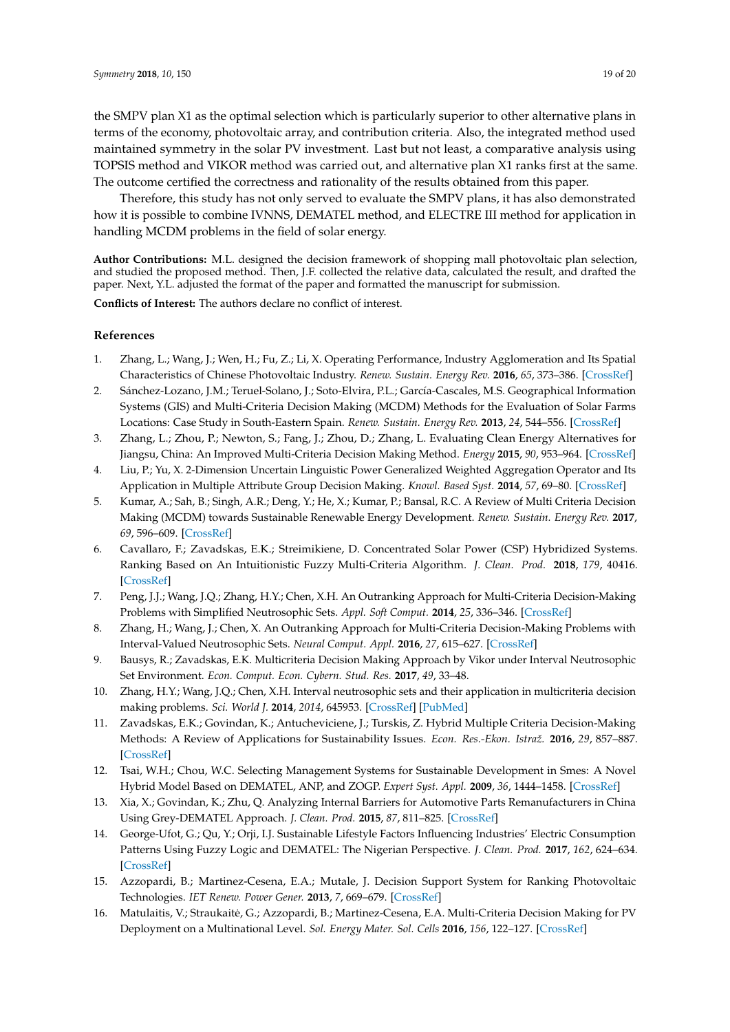the SMPV plan X1 as the optimal selection which is particularly superior to other alternative plans in terms of the economy, photovoltaic array, and contribution criteria. Also, the integrated method used maintained symmetry in the solar PV investment. Last but not least, a comparative analysis using TOPSIS method and VIKOR method was carried out, and alternative plan X1 ranks first at the same. The outcome certified the correctness and rationality of the results obtained from this paper.

Therefore, this study has not only served to evaluate the SMPV plans, it has also demonstrated how it is possible to combine IVNNS, DEMATEL method, and ELECTRE III method for application in handling MCDM problems in the field of solar energy.

**Author Contributions:** M.L. designed the decision framework of shopping mall photovoltaic plan selection, and studied the proposed method. Then, J.F. collected the relative data, calculated the result, and drafted the paper. Next, Y.L. adjusted the format of the paper and formatted the manuscript for submission.

**Conflicts of Interest:** The authors declare no conflict of interest.

## References

1. Zhang, L.; Wang, J.; Wen, H.; Fu, Z.; Li, X. Operating Performance, Industry Agglomeration and Its Spatial Characteristics of Chinese Photovoltaic Industry. *Renew. Sustain. Energy Rev.* **2016**, *65*, 373–386. [CrossRef]
2. Sánchez-Lozano, J.M.; Teruel-Solano, J.; Soto-Elvira, P.L.; García-Cascales, M.S. Geographical Information Systems (GIS) and Multi-Criteria Decision Making (MCDM) Methods for the Evaluation of Solar Farms Locations: Case Study in South-Eastern Spain. *Renew. Sustain. Energy Rev.* **2013**, *24*, 544–556. [CrossRef]
3. Zhang, L.; Zhou, P.; Newton, S.; Fang, J.; Zhou, D.; Zhang, L. Evaluating Clean Energy Alternatives for Jiangsu, China: An Improved Multi-Criteria Decision Making Method. *Energy* **2015**, *90*, 953–964. [CrossRef]
4. Liu, P.; Yu, X. 2-Dimension Uncertain Linguistic Power Generalized Weighted Aggregation Operator and Its Application in Multiple Attribute Group Decision Making. *Knowl. Based Syst.* **2014**, *57*, 69–80. [CrossRef]
5. Kumar, A.; Sah, B.; Singh, A.R.; Deng, Y.; He, X.; Kumar, P.; Bansal, R.C. A Review of Multi Criteria Decision Making (MCDM) towards Sustainable Renewable Energy Development. *Renew. Sustain. Energy Rev.* **2017**, *69*, 596–609. [CrossRef]
6. Cavallaro, F.; Zavadskas, E.K.; Streimikiene, D. Concentrated Solar Power (CSP) Hybridized Systems. Ranking Based on An Intuitionistic Fuzzy Multi-Criteria Algorithm. *J. Clean. Prod.* **2018**, *179*, 40416. [CrossRef]
7. Peng, J.J.; Wang, J.Q.; Zhang, H.Y.; Chen, X.H. An Outranking Approach for Multi-Criteria Decision-Making Problems with Simplified Neutrosophic Sets. *Appl. Soft Comput.* **2014**, *25*, 336–346. [CrossRef]
8. Zhang, H.; Wang, J.; Chen, X. An Outranking Approach for Multi-Criteria Decision-Making Problems with Interval-Valued Neutrosophic Sets. *Neural Comput. Appl.* **2016**, *27*, 615–627. [CrossRef]
9. Bausys, R.; Zavadskas, E.K. Multicriteria Decision Making Approach by Vikor under Interval Neutrosophic Set Environment. *Econ. Comput. Econ. Cybern. Stud. Res.* **2017**, *49*, 33–48.
10. Zhang, H.Y.; Wang, J.Q.; Chen, X.H. Interval neutrosophic sets and their application in multicriteria decision making problems. *Sci. World J.* **2014**, *2014*, 645953. [CrossRef] [PubMed]
11. Zavadskas, E.K.; Govindan, K.; Antucheviciene, J.; Turskis, Z. Hybrid Multiple Criteria Decision-Making Methods: A Review of Applications for Sustainability Issues. *Econ. Res.-Ekon. Istraž.* **2016**, *29*, 857–887. [CrossRef]
12. Tsai, W.H.; Chou, W.C. Selecting Management Systems for Sustainable Development in Smes: A Novel Hybrid Model Based on DEMATEL, ANP, and ZOGP. *Expert Syst. Appl.* **2009**, *36*, 1444–1458. [CrossRef]
13. Xia, X.; Govindan, K.; Zhu, Q. Analyzing Internal Barriers for Automotive Parts Remanufacturers in China Using Grey-DEMATEL Approach. *J. Clean. Prod.* **2015**, *87*, 811–825. [CrossRef]
14. George-Ufot, G.; Qu, Y.; Orji, I.J. Sustainable Lifestyle Factors Influencing Industries' Electric Consumption Patterns Using Fuzzy Logic and DEMATEL: The Nigerian Perspective. *J. Clean. Prod.* **2017**, *162*, 624–634. [CrossRef]
15. Azzopardi, B.; Martinez-Cesena, E.A.; Mutale, J. Decision Support System for Ranking Photovoltaic Technologies. *IET Renew. Power Gener.* **2013**, *7*, 669–679. [CrossRef]
16. Matulaitis, V.; Straukaitė, G.; Azzopardi, B.; Martinez-Cesena, E.A. Multi-Criteria Decision Making for PV Deployment on a Multinational Level. *Sol. Energy Mater. Sol. Cells* **2016**, *156*, 122–127. [CrossRef]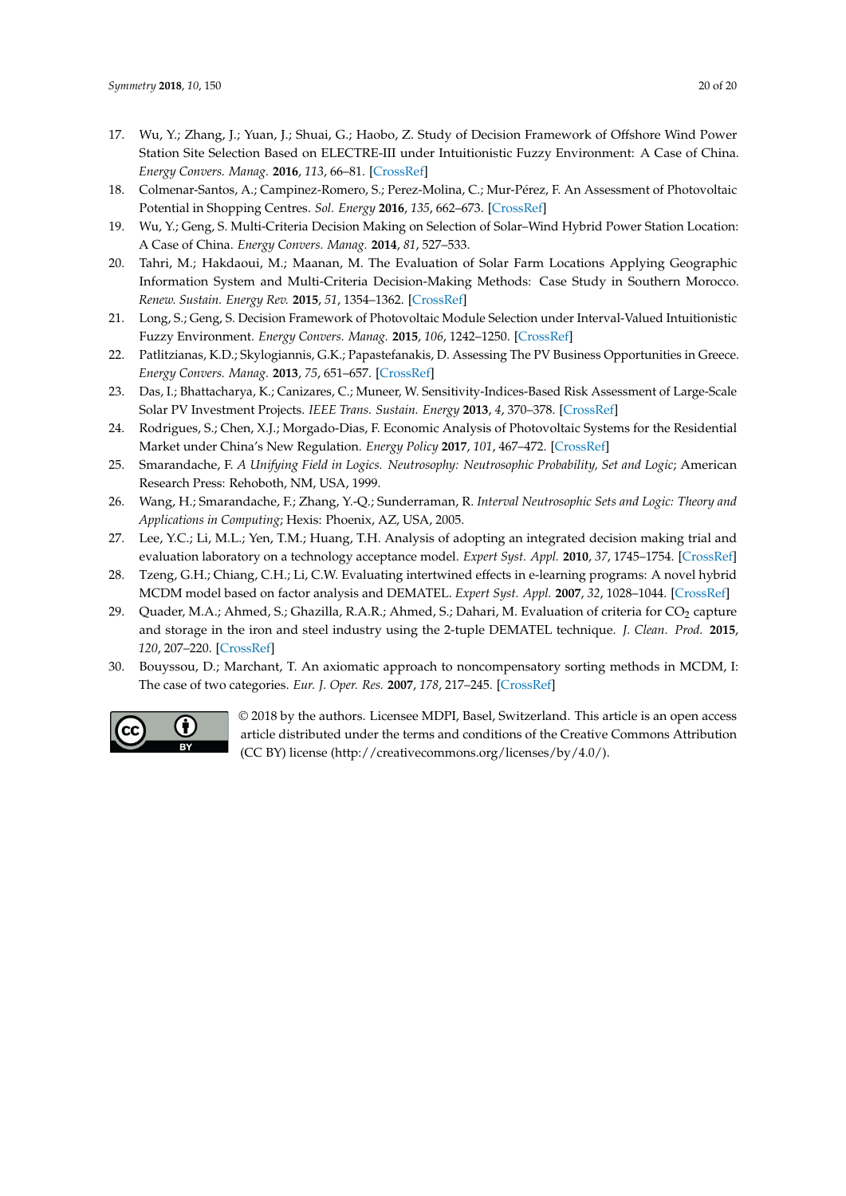17. Wu, Y.; Zhang, J.; Yuan, J.; Shuai, G.; Haobo, Z. Study of Decision Framework of Offshore Wind Power Station Site Selection Based on ELECTRE-III under Intuitionistic Fuzzy Environment: A Case of China. *Energy Convers. Manag.* **2016**, *113*, 66–81. [CrossRef]
18. Colmenar-Santos, A.; Campinez-Romero, S.; Perez-Molina, C.; Mur-Pérez, F. An Assessment of Photovoltaic Potential in Shopping Centres. *Sol. Energy* **2016**, *135*, 662–673. [CrossRef]
19. Wu, Y.; Geng, S. Multi-Criteria Decision Making on Selection of Solar–Wind Hybrid Power Station Location: A Case of China. *Energy Convers. Manag.* **2014**, *81*, 527–533.
20. Tahri, M.; Hakdaoui, M.; Maanan, M. The Evaluation of Solar Farm Locations Applying Geographic Information System and Multi-Criteria Decision-Making Methods: Case Study in Southern Morocco. *Renew. Sustain. Energy Rev.* **2015**, *51*, 1354–1362. [CrossRef]
21. Long, S.; Geng, S. Decision Framework of Photovoltaic Module Selection under Interval-Valued Intuitionistic Fuzzy Environment. *Energy Convers. Manag.* **2015**, *106*, 1242–1250. [CrossRef]
22. Patlitzianas, K.D.; Skylogiannis, G.K.; Papastefanakis, D. Assessing The PV Business Opportunities in Greece. *Energy Convers. Manag.* **2013**, *75*, 651–657. [CrossRef]
23. Das, I.; Bhattacharya, K.; Canizares, C.; Muneer, W. Sensitivity-Indices-Based Risk Assessment of Large-Scale Solar PV Investment Projects. *IEEE Trans. Sustain. Energy* **2013**, *4*, 370–378. [CrossRef]
24. Rodrigues, S.; Chen, X.J.; Morgado-Dias, F. Economic Analysis of Photovoltaic Systems for the Residential Market under China's New Regulation. *Energy Policy* **2017**, *101*, 467–472. [CrossRef]
25. Smarandache, F. *A Unifying Field in Logics. Neutrosophy: Neutrosophic Probability, Set and Logic*; American Research Press: Rehoboth, NM, USA, 1999.
26. Wang, H.; Smarandache, F.; Zhang, Y.-Q.; Sunderraman, R. *Interval Neutrosophic Sets and Logic: Theory and Applications in Computing*; Hexis: Phoenix, AZ, USA, 2005.
27. Lee, Y.C.; Li, M.L.; Yen, T.M.; Huang, T.H. Analysis of adopting an integrated decision making trial and evaluation laboratory on a technology acceptance model. *Expert Syst. Appl.* **2010**, *37*, 1745–1754. [CrossRef]
28. Tzeng, G.H.; Chiang, C.H.; Li, C.W. Evaluating intertwined effects in e-learning programs: A novel hybrid MCDM model based on factor analysis and DEMATEL. *Expert Syst. Appl.* **2007**, *32*, 1028–1044. [CrossRef]
29. Quader, M.A.; Ahmed, S.; Ghazilla, R.A.R.; Ahmed, S.; Dahari, M. Evaluation of criteria for $CO_2$ capture and storage in the iron and steel industry using the 2-tuple DEMATEL technique. *J. Clean. Prod.* **2015**, *120*, 207–220. [CrossRef]
30. Bouyssou, D.; Marchant, T. An axiomatic approach to noncompensatory sorting methods in MCDM, I: The case of two categories. *Eur. J. Oper. Res.* **2007**, *178*, 217–245. [CrossRef]

© 2018 by the authors. Licensee MDPI, Basel, Switzerland. This article is an open access article distributed under the terms and conditions of the Creative Commons Attribution (CC BY) license (http://creativecommons.org/licenses/by/4.0/).